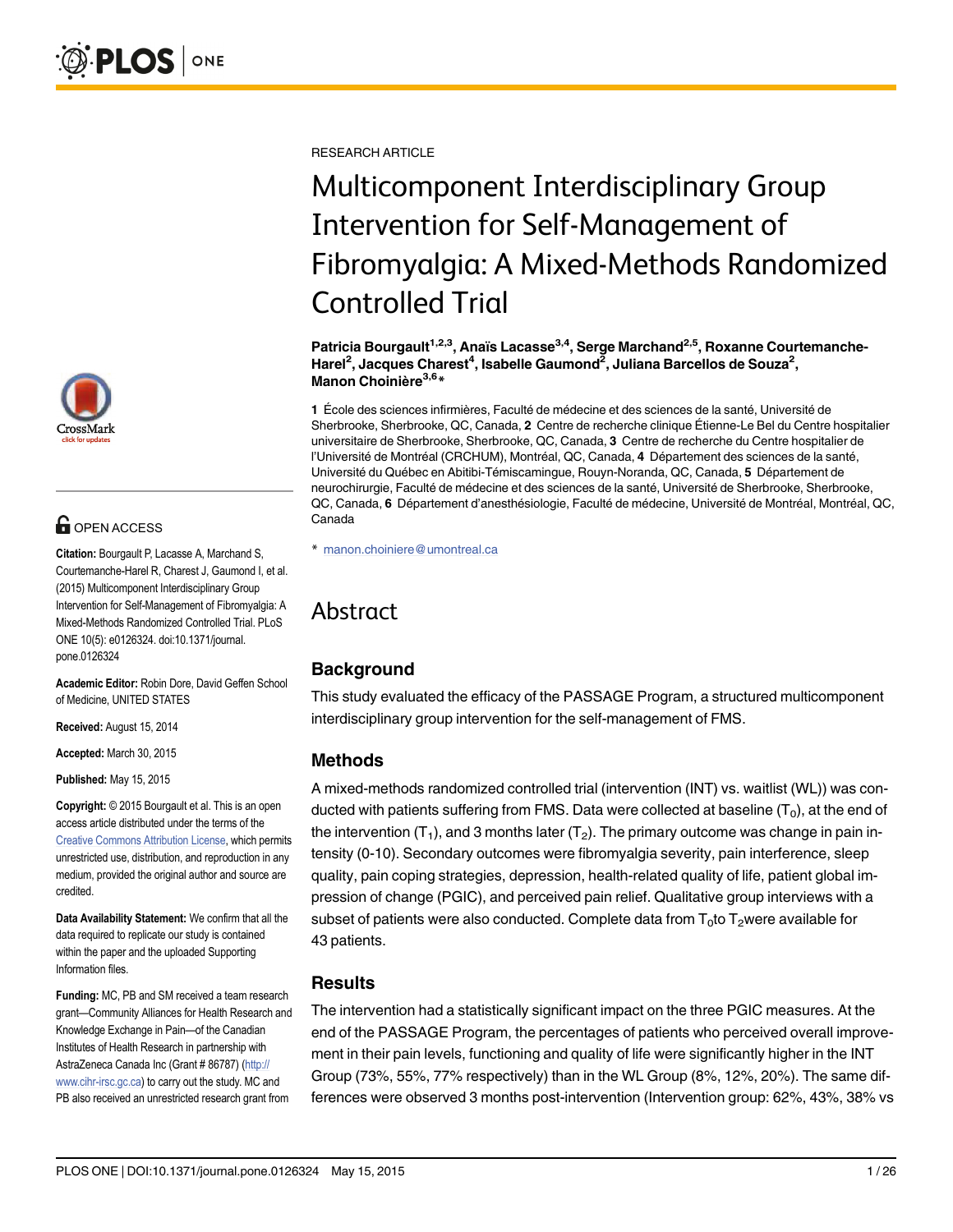RESEARCH ARTICLE

# Multicomponent Interdisciplinary Group Intervention for Self-Management of Fibromyalgia: A Mixed-Methods Randomized Controlled Trial

**Patricia Bourgault[1,2,3], Anaïs Lacasse[3,4], Serge Marchand[2,5], Roxanne Courtemanche-Harel[2], Jacques Charest[4], Isabelle Gaumond[2], Juliana Barcellos de Souza[2], Manon Choinière[3,6]***

**1** École des sciences infirmières, Faculté de médecine et des sciences de la santé, Université de Sherbrooke, Sherbrooke, QC, Canada, **2** Centre de recherche clinique Étienne-Le Bel du Centre hospitalier universitaire de Sherbrooke, Sherbrooke, QC, Canada, **3** Centre de recherche du Centre hospitalier de l'Université de Montréal (CRCHUM), Montréal, QC, Canada, **4** Département des sciences de la santé, Université du Québec en Abitibi-Témiscamingue, Rouyn-Noranda, QC, Canada, **5** Département de neurochirurgie, Faculté de médecine et des sciences de la santé, Université de Sherbrooke, Sherbrooke, QC, Canada, **6** Département d'anesthésiologie, Faculté de médecine, Université de Montréal, Montréal, QC, Canada

* manon.choiniere@umontreal.ca

OPEN ACCESS

**Citation:** Bourgault P, Lacasse A, Marchand S, Courtemanche-Harel R, Charest J, Gaumond I, et al. (2015) Multicomponent Interdisciplinary Group Intervention for Self-Management of Fibromyalgia: A Mixed-Methods Randomized Controlled Trial. PLoS ONE 10(5): e0126324. doi:10.1371/journal.pone.0126324

**Academic Editor:** Robin Dore, David Geffen School of Medicine, UNITED STATES

**Received:** August 15, 2014

**Accepted:** March 30, 2015

**Published:** May 15, 2015

**Copyright:** © 2015 Bourgault et al. This is an open access article distributed under the terms of the Creative Commons Attribution License, which permits unrestricted use, distribution, and reproduction in any medium, provided the original author and source are credited.

**Data Availability Statement:** We confirm that all the data required to replicate our study is contained within the paper and the uploaded Supporting Information files.

**Funding:** MC, PB and SM received a team research grant—Community Alliances for Health Research and Knowledge Exchange in Pain—of the Canadian Institutes of Health Research in partnership with AstraZeneca Canada Inc (Grant # 86787) (http://www.cihr-irsc.gc.ca) to carry out the study. MC and PB also received an unrestricted research grant from

## Abstract

### Background

This study evaluated the efficacy of the PASSAGE Program, a structured multicomponent interdisciplinary group intervention for the self-management of FMS.

### Methods

A mixed-methods randomized controlled trial (intervention (INT) vs. waitlist (WL)) was conducted with patients suffering from FMS. Data were collected at baseline ($T_0$), at the end of the intervention ($T_1$), and 3 months later ($T_2$). The primary outcome was change in pain intensity (0-10). Secondary outcomes were fibromyalgia severity, pain interference, sleep quality, pain coping strategies, depression, health-related quality of life, patient global impression of change (PGIC), and perceived pain relief. Qualitative group interviews with a subset of patients were also conducted. Complete data from $T_0$ to $T_2$ were available for 43 patients.

### Results

The intervention had a statistically significant impact on the three PGIC measures. At the end of the PASSAGE Program, the percentages of patients who perceived overall improvement in their pain levels, functioning and quality of life were significantly higher in the INT Group (73%, 55%, 77% respectively) than in the WL Group (8%, 12%, 20%). The same differences were observed 3 months post-intervention (Intervention group: 62%, 43%, 38% vs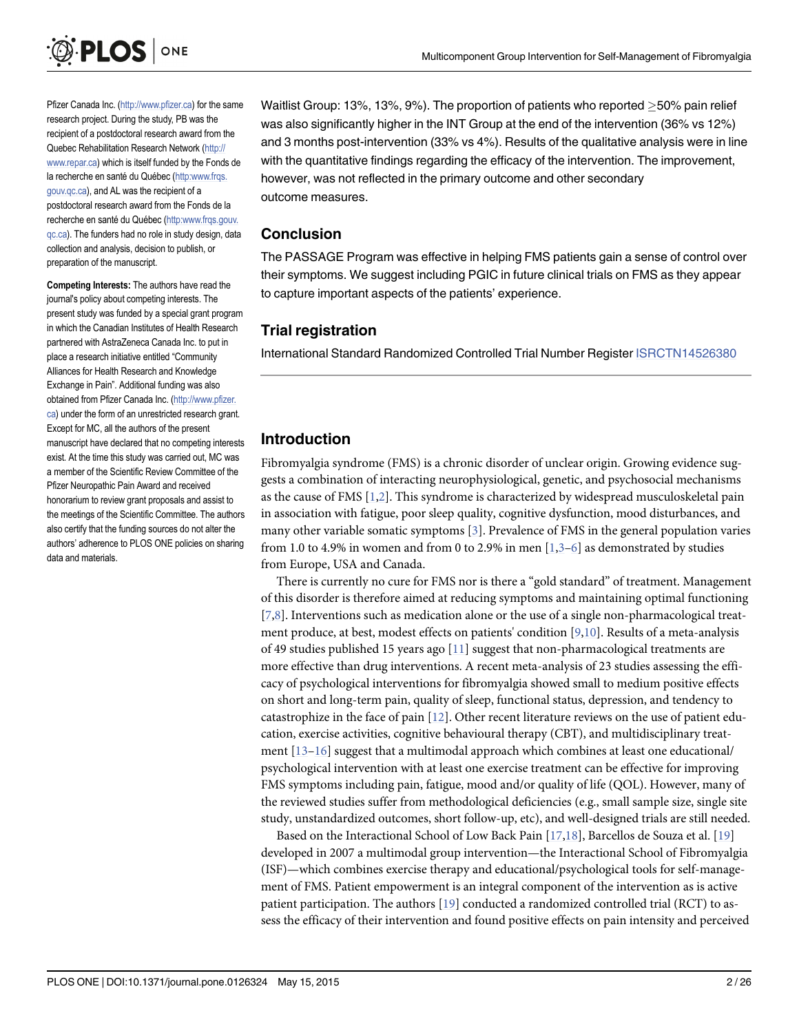Pfizer Canada Inc. (http://www.pfizer.ca) for the same research project. During the study, PB was the recipient of a postdoctoral research award from the Quebec Rehabilitation Research Network (http://www.repar.ca) which is itself funded by the Fonds de la recherche en santé du Québec (http:www.frqs.gouv.qc.ca), and AL was the recipient of a postdoctoral research award from the Fonds de la recherche en santé du Québec (http:www.frqs.gouv.qc.ca). The funders had no role in study design, data collection and analysis, decision to publish, or preparation of the manuscript.

**Competing Interests:** The authors have read the journal's policy about competing interests. The present study was funded by a special grant program in which the Canadian Institutes of Health Research partnered with AstraZeneca Canada Inc. to put in place a research initiative entitled "Community Alliances for Health Research and Knowledge Exchange in Pain". Additional funding was also obtained from Pfizer Canada Inc. (http://www.pfizer.ca) under the form of an unrestricted research grant. Except for MC, all the authors of the present manuscript have declared that no competing interests exist. At the time this study was carried out, MC was a member of the Scientific Review Committee of the Pfizer Neuropathic Pain Award and received honorarium to review grant proposals and assist to the meetings of the Scientific Committee. The authors also certify that the funding sources do not alter the authors' adherence to PLOS ONE policies on sharing data and materials.

Waitlist Group: 13%, 13%, 9%). The proportion of patients who reported ≥50% pain relief was also significantly higher in the INT Group at the end of the intervention (36% vs 12%) and 3 months post-intervention (33% vs 4%). Results of the qualitative analysis were in line with the quantitative findings regarding the efficacy of the intervention. The improvement, however, was not reflected in the primary outcome and other secondary outcome measures.

## Conclusion

The PASSAGE Program was effective in helping FMS patients gain a sense of control over their symptoms. We suggest including PGIC in future clinical trials on FMS as they appear to capture important aspects of the patients' experience.

## Trial registration

International Standard Randomized Controlled Trial Number Register ISRCTN14526380

## Introduction

Fibromyalgia syndrome (FMS) is a chronic disorder of unclear origin. Growing evidence suggests a combination of interacting neurophysiological, genetic, and psychosocial mechanisms as the cause of FMS [1,2]. This syndrome is characterized by widespread musculoskeletal pain in association with fatigue, poor sleep quality, cognitive dysfunction, mood disturbances, and many other variable somatic symptoms [3]. Prevalence of FMS in the general population varies from 1.0 to 4.9% in women and from 0 to 2.9% in men [1,3–6] as demonstrated by studies from Europe, USA and Canada.

There is currently no cure for FMS nor is there a "gold standard" of treatment. Management of this disorder is therefore aimed at reducing symptoms and maintaining optimal functioning [7,8]. Interventions such as medication alone or the use of a single non-pharmacological treatment produce, at best, modest effects on patients' condition [9,10]. Results of a meta-analysis of 49 studies published 15 years ago [11] suggest that non-pharmacological treatments are more effective than drug interventions. A recent meta-analysis of 23 studies assessing the efficacy of psychological interventions for fibromyalgia showed small to medium positive effects on short and long-term pain, quality of sleep, functional status, depression, and tendency to catastrophize in the face of pain [12]. Other recent literature reviews on the use of patient education, exercise activities, cognitive behavioural therapy (CBT), and multidisciplinary treatment [13–16] suggest that a multimodal approach which combines at least one educational/psychological intervention with at least one exercise treatment can be effective for improving FMS symptoms including pain, fatigue, mood and/or quality of life (QOL). However, many of the reviewed studies suffer from methodological deficiencies (e.g., small sample size, single site study, unstandardized outcomes, short follow-up, etc), and well-designed trials are still needed.

Based on the Interactional School of Low Back Pain [17,18], Barcellos de Souza et al. [19] developed in 2007 a multimodal group intervention—the Interactional School of Fibromyalgia (ISF)—which combines exercise therapy and educational/psychological tools for self-management of FMS. Patient empowerment is an integral component of the intervention as is active patient participation. The authors [19] conducted a randomized controlled trial (RCT) to assess the efficacy of their intervention and found positive effects on pain intensity and perceived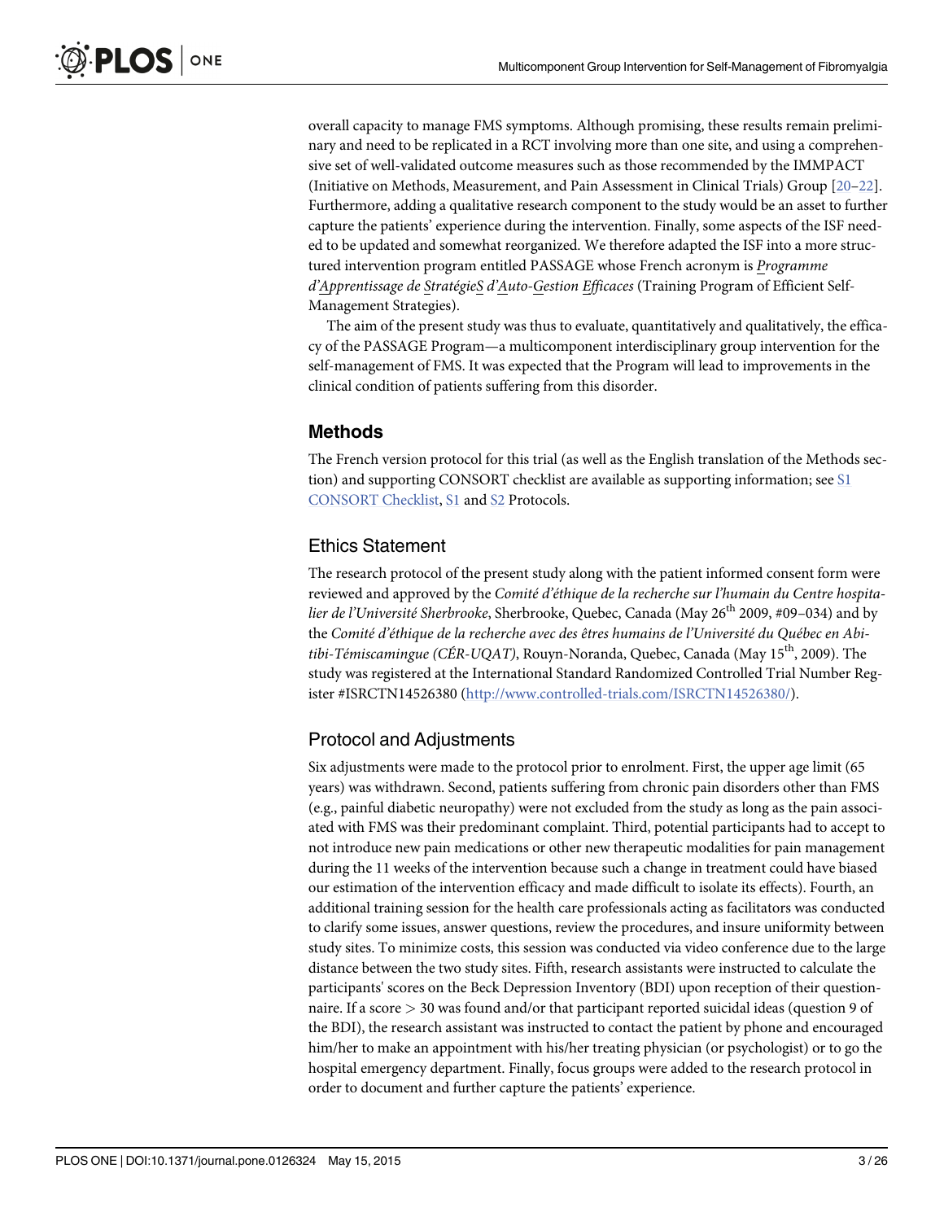overall capacity to manage FMS symptoms. Although promising, these results remain preliminary and need to be replicated in a RCT involving more than one site, and using a comprehensive set of well-validated outcome measures such as those recommended by the IMMPACT (Initiative on Methods, Measurement, and Pain Assessment in Clinical Trials) Group [20–22]. Furthermore, adding a qualitative research component to the study would be an asset to further capture the patients' experience during the intervention. Finally, some aspects of the ISF needed to be updated and somewhat reorganized. We therefore adapted the ISF into a more structured intervention program entitled PASSAGE whose French acronym is *P*rogramme *d'A*pprentissage de *S*tratégie*S* *d'A*uto-*G*estion *E*fficaces (Training Program of Efficient Self-Management Strategies).

The aim of the present study was thus to evaluate, quantitatively and qualitatively, the efficacy of the PASSAGE Program—a multicomponent interdisciplinary group intervention for the self-management of FMS. It was expected that the Program will lead to improvements in the clinical condition of patients suffering from this disorder.

## Methods

The French version protocol for this trial (as well as the English translation of the Methods section) and supporting CONSORT checklist are available as supporting information; see S1 CONSORT Checklist, S1 and S2 Protocols.

### Ethics Statement

The research protocol of the present study along with the patient informed consent form were reviewed and approved by the *Comité d'éthique de la recherche sur l'humain du Centre hospitalier de l'Université Sherbrooke*, Sherbrooke, Quebec, Canada (May 26th 2009, #09–034) and by the *Comité d'éthique de la recherche avec des êtres humains de l'Université du Québec en Abitibi-Témiscamingue (CÉR-UQAT)*, Rouyn-Noranda, Quebec, Canada (May 15th, 2009). The study was registered at the International Standard Randomized Controlled Trial Number Register #ISRCTN14526380 (http://www.controlled-trials.com/ISRCTN14526380/).

### Protocol and Adjustments

Six adjustments were made to the protocol prior to enrolment. First, the upper age limit (65 years) was withdrawn. Second, patients suffering from chronic pain disorders other than FMS (e.g., painful diabetic neuropathy) were not excluded from the study as long as the pain associated with FMS was their predominant complaint. Third, potential participants had to accept to not introduce new pain medications or other new therapeutic modalities for pain management during the 11 weeks of the intervention because such a change in treatment could have biased our estimation of the intervention efficacy and made difficult to isolate its effects). Fourth, an additional training session for the health care professionals acting as facilitators was conducted to clarify some issues, answer questions, review the procedures, and insure uniformity between study sites. To minimize costs, this session was conducted via video conference due to the large distance between the two study sites. Fifth, research assistants were instructed to calculate the participants' scores on the Beck Depression Inventory (BDI) upon reception of their questionnaire. If a score $> 30$ was found and/or that participant reported suicidal ideas (question 9 of the BDI), the research assistant was instructed to contact the patient by phone and encouraged him/her to make an appointment with his/her treating physician (or psychologist) or to go the hospital emergency department. Finally, focus groups were added to the research protocol in order to document and further capture the patients' experience.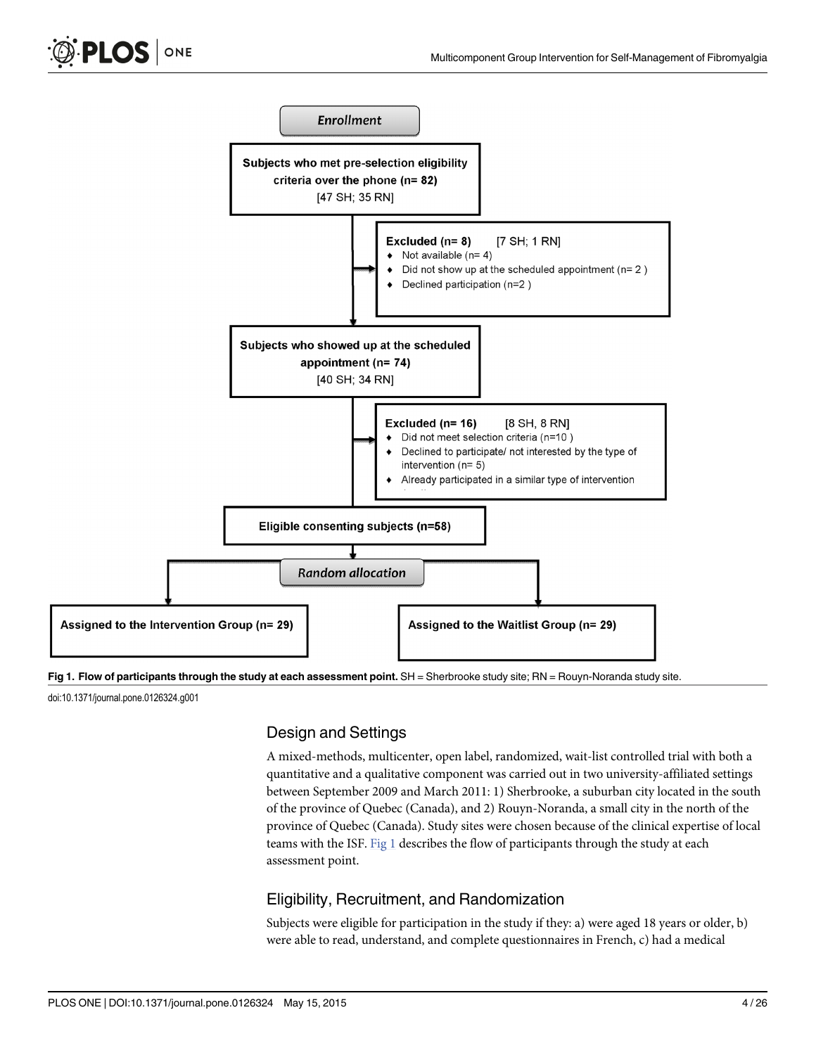Enrollment

Subjects who met pre-selection eligibility criteria over the phone (n= 82) [47 SH; 35 RN]

Excluded (n= 8) [7 SH; 1 RN]
- Not available (n= 4)
- Did not show up at the scheduled appointment (n= 2 )
- Declined participation (n=2 )

Subjects who showed up at the scheduled appointment (n= 74) [40 SH; 34 RN]

Excluded (n= 16) [8 SH, 8 RN]
- Did not meet selection criteria (n=10 )
- Declined to participate/ not interested by the type of intervention (n= 5)
- Already participated in a similar type of intervention

Eligible consenting subjects (n=58)

Random allocation

Assigned to the Intervention Group (n= 29)

Assigned to the Waitlist Group (n= 29)

**Fig 1. Flow of participants through the study at each assessment point.** SH = Sherbrooke study site; RN = Rouyn-Noranda study site.

doi:10.1371/journal.pone.0126324.g001

## Design and Settings

A mixed-methods, multicenter, open label, randomized, wait-list controlled trial with both a quantitative and a qualitative component was carried out in two university-affiliated settings between September 2009 and March 2011: 1) Sherbrooke, a suburban city located in the south of the province of Quebec (Canada), and 2) Rouyn-Noranda, a small city in the north of the province of Quebec (Canada). Study sites were chosen because of the clinical expertise of local teams with the ISF. Fig 1 describes the flow of participants through the study at each assessment point.

## Eligibility, Recruitment, and Randomization

Subjects were eligible for participation in the study if they: a) were aged 18 years or older, b) were able to read, understand, and complete questionnaires in French, c) had a medical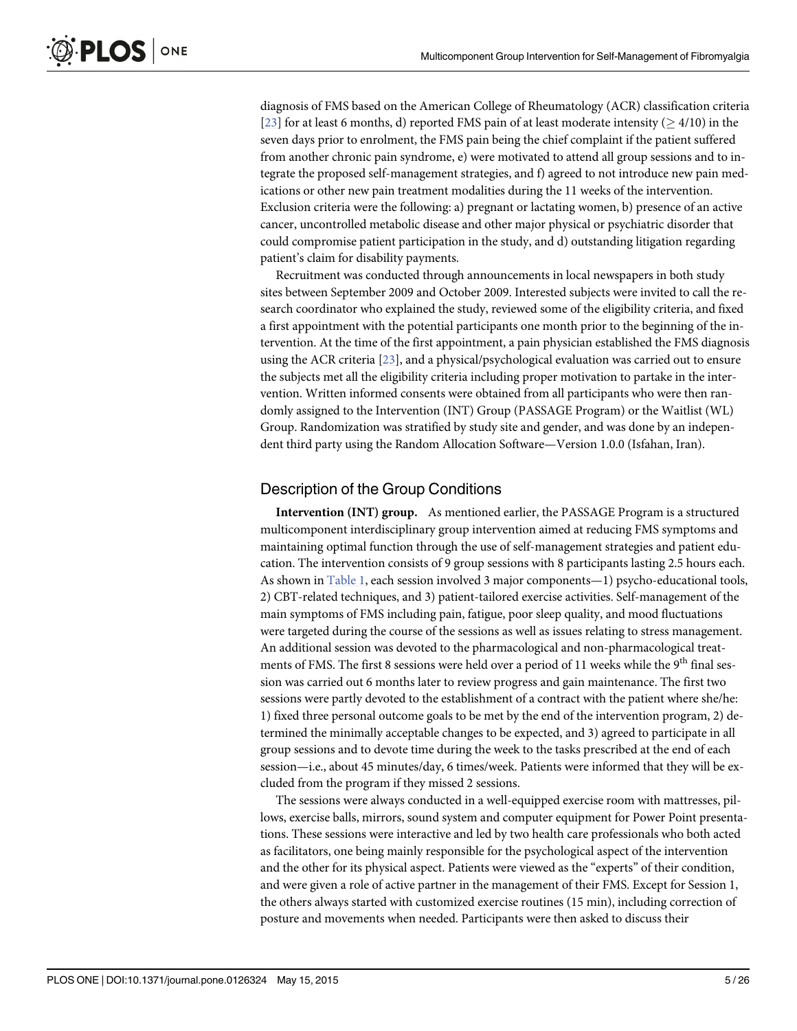diagnosis of FMS based on the American College of Rheumatology (ACR) classification criteria [23] for at least 6 months, d) reported FMS pain of at least moderate intensity ($\geq 4/10$) in the seven days prior to enrolment, the FMS pain being the chief complaint if the patient suffered from another chronic pain syndrome, e) were motivated to attend all group sessions and to integrate the proposed self-management strategies, and f) agreed to not introduce new pain medications or other new pain treatment modalities during the 11 weeks of the intervention. Exclusion criteria were the following: a) pregnant or lactating women, b) presence of an active cancer, uncontrolled metabolic disease and other major physical or psychiatric disorder that could compromise patient participation in the study, and d) outstanding litigation regarding patient's claim for disability payments.

Recruitment was conducted through announcements in local newspapers in both study sites between September 2009 and October 2009. Interested subjects were invited to call the research coordinator who explained the study, reviewed some of the eligibility criteria, and fixed a first appointment with the potential participants one month prior to the beginning of the intervention. At the time of the first appointment, a pain physician established the FMS diagnosis using the ACR criteria [23], and a physical/psychological evaluation was carried out to ensure the subjects met all the eligibility criteria including proper motivation to partake in the intervention. Written informed consents were obtained from all participants who were then randomly assigned to the Intervention (INT) Group (PASSAGE Program) or the Waitlist (WL) Group. Randomization was stratified by study site and gender, and was done by an independent third party using the Random Allocation Software—Version 1.0.0 (Isfahan, Iran).

## Description of the Group Conditions

**Intervention (INT) group.** As mentioned earlier, the PASSAGE Program is a structured multicomponent interdisciplinary group intervention aimed at reducing FMS symptoms and maintaining optimal function through the use of self-management strategies and patient education. The intervention consists of 9 group sessions with 8 participants lasting 2.5 hours each. As shown in Table 1, each session involved 3 major components—1) psycho-educational tools, 2) CBT-related techniques, and 3) patient-tailored exercise activities. Self-management of the main symptoms of FMS including pain, fatigue, poor sleep quality, and mood fluctuations were targeted during the course of the sessions as well as issues relating to stress management. An additional session was devoted to the pharmacological and non-pharmacological treatments of FMS. The first 8 sessions were held over a period of 11 weeks while the 9th final session was carried out 6 months later to review progress and gain maintenance. The first two sessions were partly devoted to the establishment of a contract with the patient where she/he: 1) fixed three personal outcome goals to be met by the end of the intervention program, 2) determined the minimally acceptable changes to be expected, and 3) agreed to participate in all group sessions and to devote time during the week to the tasks prescribed at the end of each session—i.e., about 45 minutes/day, 6 times/week. Patients were informed that they will be excluded from the program if they missed 2 sessions.

The sessions were always conducted in a well-equipped exercise room with mattresses, pillows, exercise balls, mirrors, sound system and computer equipment for Power Point presentations. These sessions were interactive and led by two health care professionals who both acted as facilitators, one being mainly responsible for the psychological aspect of the intervention and the other for its physical aspect. Patients were viewed as the "experts" of their condition, and were given a role of active partner in the management of their FMS. Except for Session 1, the others always started with customized exercise routines (15 min), including correction of posture and movements when needed. Participants were then asked to discuss their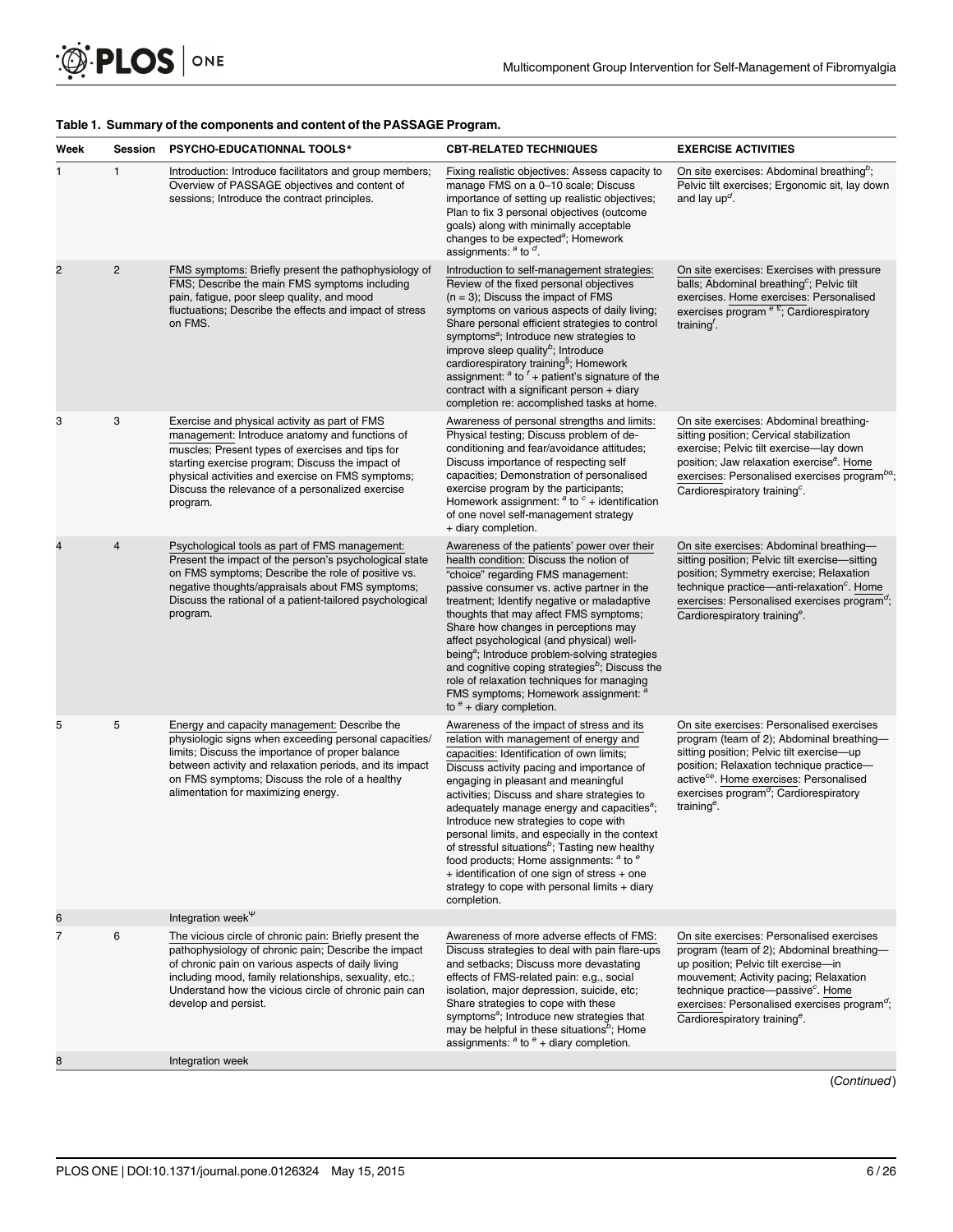**Table 1. Summary of the components and content of the PASSAGE Program.**

| Week | Session | PSYCHO-EDUCATIONNAL TOOLS* | CBT-RELATED TECHNIQUES | EXERCISE ACTIVITIES |
|---|---|---|---|---|
| 1 | 1 | Introduction: Introduce facilitators and group members; Overview of PASSAGE objectives and content of sessions; Introduce the contract principles. | Fixing realistic objectives: Assess capacity to manage FMS on a 0–10 scale; Discuss importance of setting up realistic objectives; Plan to fix 3 personal objectives (outcome goals) along with minimally acceptable changes to be expected[a]; Homework assignments: [a] to [d]. | On site exercises: Abdominal breathing[b]; Pelvic tilt exercises; Ergonomic sit, lay down and lay up[d]. |
| 2 | 2 | FMS symptoms: Briefly present the pathophysiology of FMS; Describe the main FMS symptoms including pain, fatigue, poor sleep quality, and mood fluctuations; Describe the effects and impact of stress on FMS. | Introduction to self-management strategies: Review of the fixed personal objectives (n = 3); Discuss the impact of FMS symptoms on various aspects of daily living; Share personal efficient strategies to control symptoms[a]; Introduce new strategies to improve sleep quality[b]; Introduce cardiorespiratory training[§]; Homework assignment: [a] to [f] + patient's signature of the contract with a significant person + diary completion re: accomplished tasks at home. | On site exercises: Exercises with pressure balls; Abdominal breathing[c]; Pelvic tilt exercises. Home exercises: Personalised exercises program [e £]; Cardiorespiratory training[f]. |
| 3 | 3 | Exercise and physical activity as part of FMS management: Introduce anatomy and functions of muscles; Present types of exercises and tips for starting exercise program; Discuss the impact of physical activities and exercise on FMS symptoms; Discuss the relevance of a personalized exercise program. | Awareness of personal strengths and limits: Physical testing; Discuss problem of de-conditioning and fear/avoidance attitudes; Discuss importance of respecting self capacities; Demonstration of personalised exercise program by the participants; Homework assignment: [a] to [c] + identification of one novel self-management strategy + diary completion. | On site exercises: Abdominal breathing-sitting position; Cervical stabilization exercise; Pelvic tilt exercise—lay down position; Jaw relaxation exercise[a]. Home exercises: Personalised exercises program[bα]; Cardiorespiratory training[c]. |
| 4 | 4 | Psychological tools as part of FMS management: Present the impact of the person's psychological state on FMS symptoms; Describe the role of positive vs. negative thoughts/appraisals about FMS symptoms; Discuss the rational of a patient-tailored psychological program. | Awareness of the patients' power over their health condition: Discuss the notion of "choice" regarding FMS management: passive consumer vs. active partner in the treatment; Identify negative or maladaptive thoughts that may affect FMS symptoms; Share how changes in perceptions may affect psychological (and physical) well-being[a]; Introduce problem-solving strategies and cognitive coping strategies[b]; Discuss the role of relaxation techniques for managing FMS symptoms; Homework assignment: [a] to [e] + diary completion. | On site exercises: Abdominal breathing—sitting position; Pelvic tilt exercise—sitting position; Symmetry exercise; Relaxation technique practice—anti-relaxation[c]. Home exercises: Personalised exercises program[d]; Cardiorespiratory training[e]. |
| 5 | 5 | Energy and capacity management: Describe the physiologic signs when exceeding personal capacities/limits; Discuss the importance of proper balance between activity and relaxation periods, and its impact on FMS symptoms; Discuss the role of a healthy alimentation for maximizing energy. | Awareness of the impact of stress and its relation with management of energy and capacities: Identification of own limits; Discuss activity pacing and importance of engaging in pleasant and meaningful activities; Discuss and share strategies to adequately manage energy and capacities[a]; Introduce new strategies to cope with personal limits, and especially in the context of stressful situations[b]; Tasting new healthy food products; Home assignments: [a] to [e] + identification of one sign of stress + one strategy to cope with personal limits + diary completion. | On site exercises: Personalised exercises program (team of 2); Abdominal breathing—sitting position; Pelvic tilt exercise—up position; Relaxation technique practice—active[cϕ]. Home exercises: Personalised exercises program[d]; Cardiorespiratory training[e]. |
| 6 | | Integration week[Ψ] | | |
| 7 | 6 | The vicious circle of chronic pain: Briefly present the pathophysiology of chronic pain; Describe the impact of chronic pain on various aspects of daily living including mood, family relationships, sexuality, etc.; Understand how the vicious circle of chronic pain can develop and persist. | Awareness of more adverse effects of FMS: Discuss strategies to deal with pain flare-ups and setbacks; Discuss more devastating effects of FMS-related pain: e.g., social isolation, major depression, suicide, etc; Share strategies to cope with these symptoms[a]; Introduce new strategies that may be helpful in these situations[b]; Home assignments: [a] to [e] + diary completion. | On site exercises: Personalised exercises program (team of 2); Abdominal breathing—up position; Pelvic tilt exercise—in mouvement; Activity pacing; Relaxation technique practice—passive[c]. Home exercises: Personalised exercises program[d]; Cardiorespiratory training[e]. |
| 8 | | Integration week | | |

(*Continued*)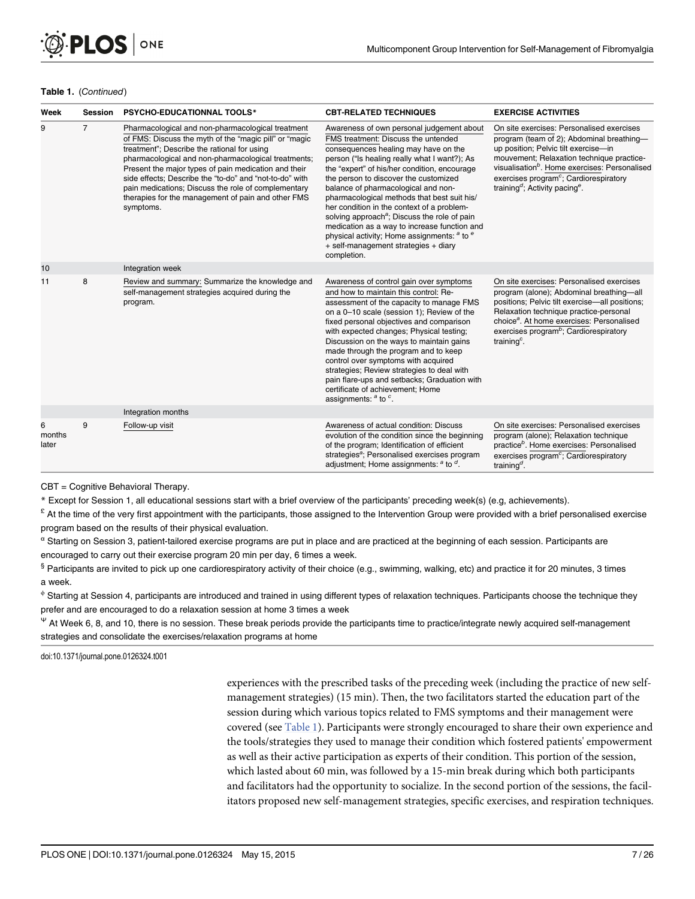**Table 1.** (*Continued*)

| Week | Session | PSYCHO-EDUCATIONNAL TOOLS* | CBT-RELATED TECHNIQUES | EXERCISE ACTIVITIES |
| --- | --- | --- | --- | --- |
| 9 | 7 | Pharmacological and non-pharmacological treatment of FMS: Discuss the myth of the "magic pill" or "magic treatment"; Describe the rational for using pharmacological and non-pharmacological treatments; Present the major types of pain medication and their side effects; Describe the "to-do" and "not-to-do" with pain medications; Discuss the role of complementary therapies for the management of pain and other FMS symptoms. | Awareness of own personal judgement about FMS treatment: Discuss the untended consequences healing may have on the person ("Is healing really what I want?); As the "expert" of his/her condition, encourage the person to discover the customized balance of pharmacological and non-pharmacological methods that best suit his/her condition in the context of a problem-solving approach[a]; Discuss the role of pain medication as a way to increase function and physical activity; Home assignments: [a] to [e] + self-management strategies + diary completion. | On site exercises: Personalised exercises program (team of 2); Abdominal breathing—up position; Pelvic tilt exercise—in mouvement; Relaxation technique practice-visualisation[b]. Home exercises: Personalised exercises program[c]; Cardiorespiratory training[d]; Activity pacing[e]. |
| 10 | | Integration week | | |
| 11 | 8 | Review and summary: Summarize the knowledge and self-management strategies acquired during the program. | Awareness of control gain over symptoms and how to maintain this control: Re-assessment of the capacity to manage FMS on a 0–10 scale (session 1); Review of the fixed personal objectives and comparison with expected changes; Physical testing; Discussion on the ways to maintain gains made through the program and to keep control over symptoms with acquired strategies; Review strategies to deal with pain flare-ups and setbacks; Graduation with certificate of achievement; Home assignments: [a] to [c]. | On site exercises: Personalised exercises program (alone); Abdominal breathing—all positions; Pelvic tilt exercise—all positions; Relaxation technique practice-personal choice[a]. At home exercises: Personalised exercises program[b]; Cardiorespiratory training[c]. |
| | | Integration months | | |
| 6 months later | 9 | Follow-up visit | Awareness of actual condition: Discuss evolution of the condition since the beginning of the program; Identification of efficient strategies[a]; Personalised exercises program adjustment; Home assignments: [a] to [d]. | On site exercises: Personalised exercises program (alone); Relaxation technique practice[b]. Home exercises: Personalised exercises program[c]; Cardiorespiratory training[d]. |

CBT = Cognitive Behavioral Therapy.

* Except for Session 1, all educational sessions start with a brief overview of the participants' preceding week(s) (e.g, achievements).

£ At the time of the very first appointment with the participants, those assigned to the Intervention Group were provided with a brief personalised exercise program based on the results of their physical evaluation.

α Starting on Session 3, patient-tailored exercise programs are put in place and are practiced at the beginning of each session. Participants are encouraged to carry out their exercise program 20 min per day, 6 times a week.

§ Participants are invited to pick up one cardiorespiratory activity of their choice (e.g., swimming, walking, etc) and practice it for 20 minutes, 3 times a week.

ϕ Starting at Session 4, participants are introduced and trained in using different types of relaxation techniques. Participants choose the technique they prefer and are encouraged to do a relaxation session at home 3 times a week

Ψ At Week 6, 8, and 10, there is no session. These break periods provide the participants time to practice/integrate newly acquired self-management strategies and consolidate the exercises/relaxation programs at home

doi:10.1371/journal.pone.0126324.t001

experiences with the prescribed tasks of the preceding week (including the practice of new self-management strategies) (15 min). Then, the two facilitators started the education part of the session during which various topics related to FMS symptoms and their management were covered (see Table 1). Participants were strongly encouraged to share their own experience and the tools/strategies they used to manage their condition which fostered patients' empowerment as well as their active participation as experts of their condition. This portion of the session, which lasted about 60 min, was followed by a 15-min break during which both participants and facilitators had the opportunity to socialize. In the second portion of the sessions, the facilitators proposed new self-management strategies, specific exercises, and respiration techniques.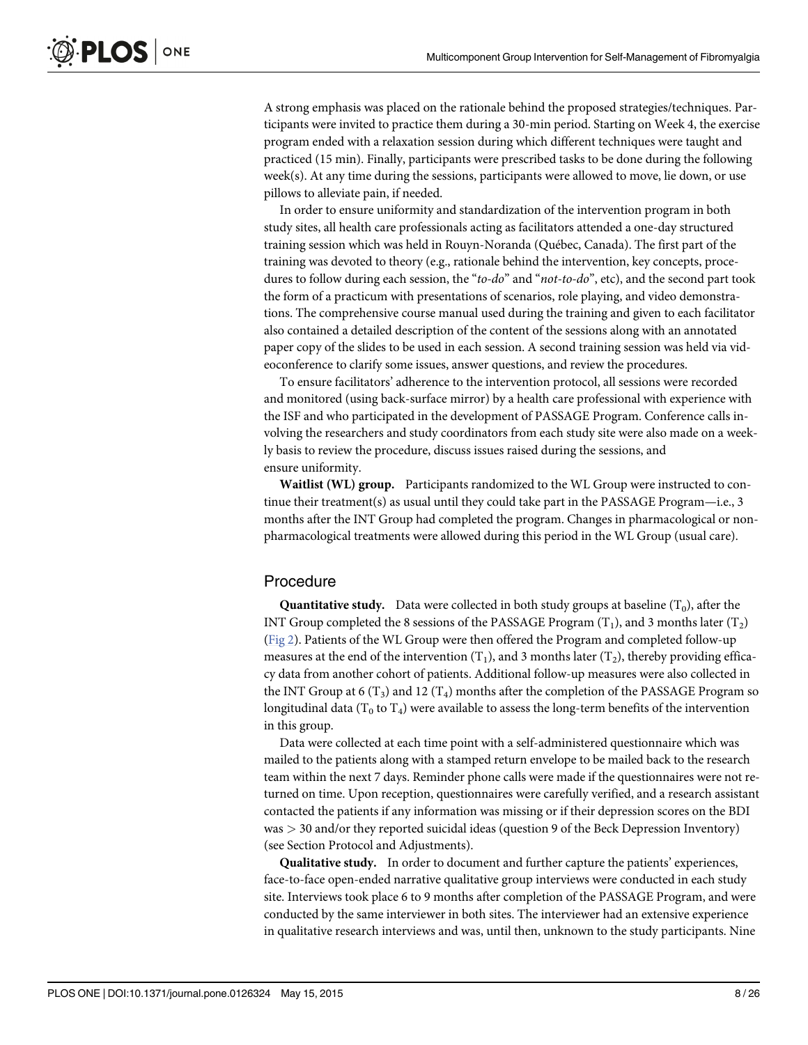A strong emphasis was placed on the rationale behind the proposed strategies/techniques. Participants were invited to practice them during a 30-min period. Starting on Week 4, the exercise program ended with a relaxation session during which different techniques were taught and practiced (15 min). Finally, participants were prescribed tasks to be done during the following week(s). At any time during the sessions, participants were allowed to move, lie down, or use pillows to alleviate pain, if needed.

In order to ensure uniformity and standardization of the intervention program in both study sites, all health care professionals acting as facilitators attended a one-day structured training session which was held in Rouyn-Noranda (Québec, Canada). The first part of the training was devoted to theory (e.g., rationale behind the intervention, key concepts, procedures to follow during each session, the "*to-do*" and "*not-to-do*", etc), and the second part took the form of a practicum with presentations of scenarios, role playing, and video demonstrations. The comprehensive course manual used during the training and given to each facilitator also contained a detailed description of the content of the sessions along with an annotated paper copy of the slides to be used in each session. A second training session was held via videoconference to clarify some issues, answer questions, and review the procedures.

To ensure facilitators' adherence to the intervention protocol, all sessions were recorded and monitored (using back-surface mirror) by a health care professional with experience with the ISF and who participated in the development of PASSAGE Program. Conference calls involving the researchers and study coordinators from each study site were also made on a weekly basis to review the procedure, discuss issues raised during the sessions, and ensure uniformity.

**Waitlist (WL) group.** Participants randomized to the WL Group were instructed to continue their treatment(s) as usual until they could take part in the PASSAGE Program—i.e., 3 months after the INT Group had completed the program. Changes in pharmacological or non-pharmacological treatments were allowed during this period in the WL Group (usual care).

## Procedure

**Quantitative study.** Data were collected in both study groups at baseline ($T_0$), after the INT Group completed the 8 sessions of the PASSAGE Program ($T_1$), and 3 months later ($T_2$) (Fig 2). Patients of the WL Group were then offered the Program and completed follow-up measures at the end of the intervention ($T_1$), and 3 months later ($T_2$), thereby providing efficacy data from another cohort of patients. Additional follow-up measures were also collected in the INT Group at 6 ($T_3$) and 12 ($T_4$) months after the completion of the PASSAGE Program so longitudinal data ($T_0$ to $T_4$) were available to assess the long-term benefits of the intervention in this group.

Data were collected at each time point with a self-administered questionnaire which was mailed to the patients along with a stamped return envelope to be mailed back to the research team within the next 7 days. Reminder phone calls were made if the questionnaires were not returned on time. Upon reception, questionnaires were carefully verified, and a research assistant contacted the patients if any information was missing or if their depression scores on the BDI was $> 30$ and/or they reported suicidal ideas (question 9 of the Beck Depression Inventory) (see Section Protocol and Adjustments).

**Qualitative study.** In order to document and further capture the patients' experiences, face-to-face open-ended narrative qualitative group interviews were conducted in each study site. Interviews took place 6 to 9 months after completion of the PASSAGE Program, and were conducted by the same interviewer in both sites. The interviewer had an extensive experience in qualitative research interviews and was, until then, unknown to the study participants. Nine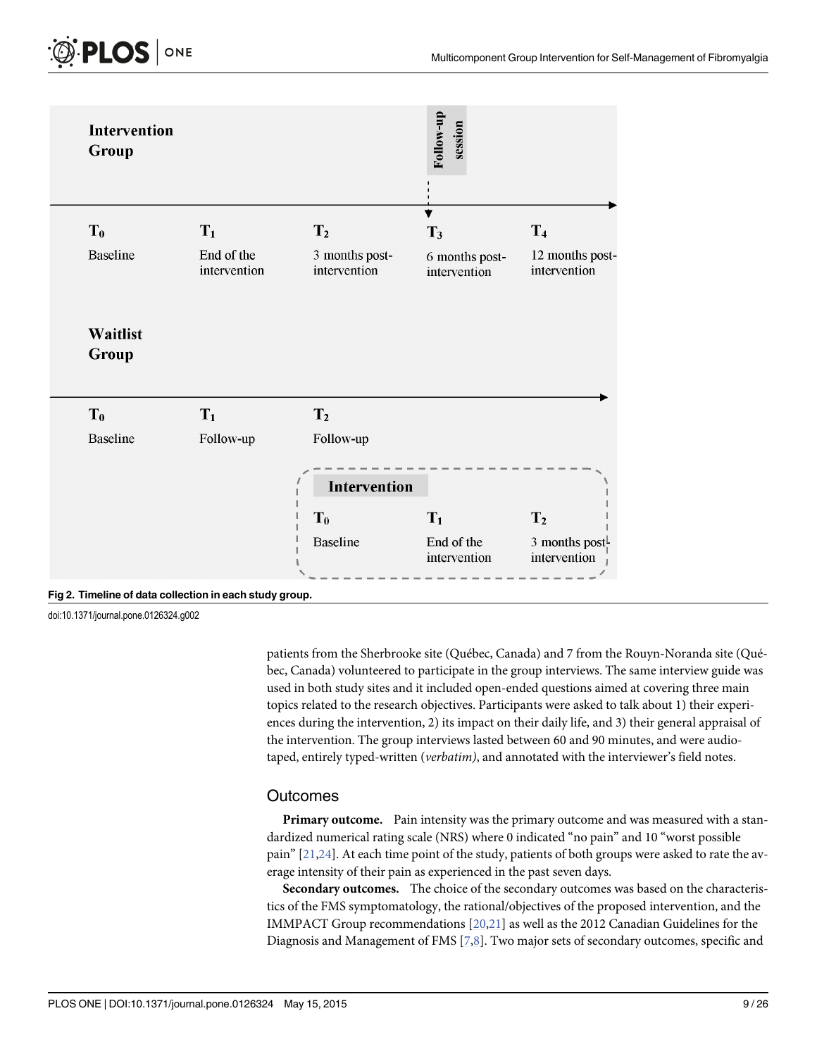Intervention Group

Follow-up session

| $T_0$ | $T_1$ | $T_2$ | $T_3$ | $T_4$ |
| --- | --- | --- | --- | --- |
| Baseline | End of the intervention | 3 months post-intervention | 6 months post-intervention | 12 months post-intervention |

Waitlist Group

| $T_0$ | $T_1$ | $T_2$ |
| --- | --- | --- |
| Baseline | Follow-up | Follow-up |

Intervention

| $T_0$ | $T_1$ | $T_2$ |
| --- | --- | --- |
| Baseline | End of the intervention | 3 months post intervention |

**Fig 2. Timeline of data collection in each study group.**

doi:10.1371/journal.pone.0126324.g002

patients from the Sherbrooke site (Québec, Canada) and 7 from the Rouyn-Noranda site (Québec, Canada) volunteered to participate in the group interviews. The same interview guide was used in both study sites and it included open-ended questions aimed at covering three main topics related to the research objectives. Participants were asked to talk about 1) their experiences during the intervention, 2) its impact on their daily life, and 3) their general appraisal of the intervention. The group interviews lasted between 60 and 90 minutes, and were audio-taped, entirely typed-written (*verbatim)*, and annotated with the interviewer's field notes.

## Outcomes

**Primary outcome.** Pain intensity was the primary outcome and was measured with a standardized numerical rating scale (NRS) where 0 indicated "no pain" and 10 "worst possible pain" [21,24]. At each time point of the study, patients of both groups were asked to rate the average intensity of their pain as experienced in the past seven days.

**Secondary outcomes.** The choice of the secondary outcomes was based on the characteristics of the FMS symptomatology, the rational/objectives of the proposed intervention, and the IMMPACT Group recommendations [20,21] as well as the 2012 Canadian Guidelines for the Diagnosis and Management of FMS [7,8]. Two major sets of secondary outcomes, specific and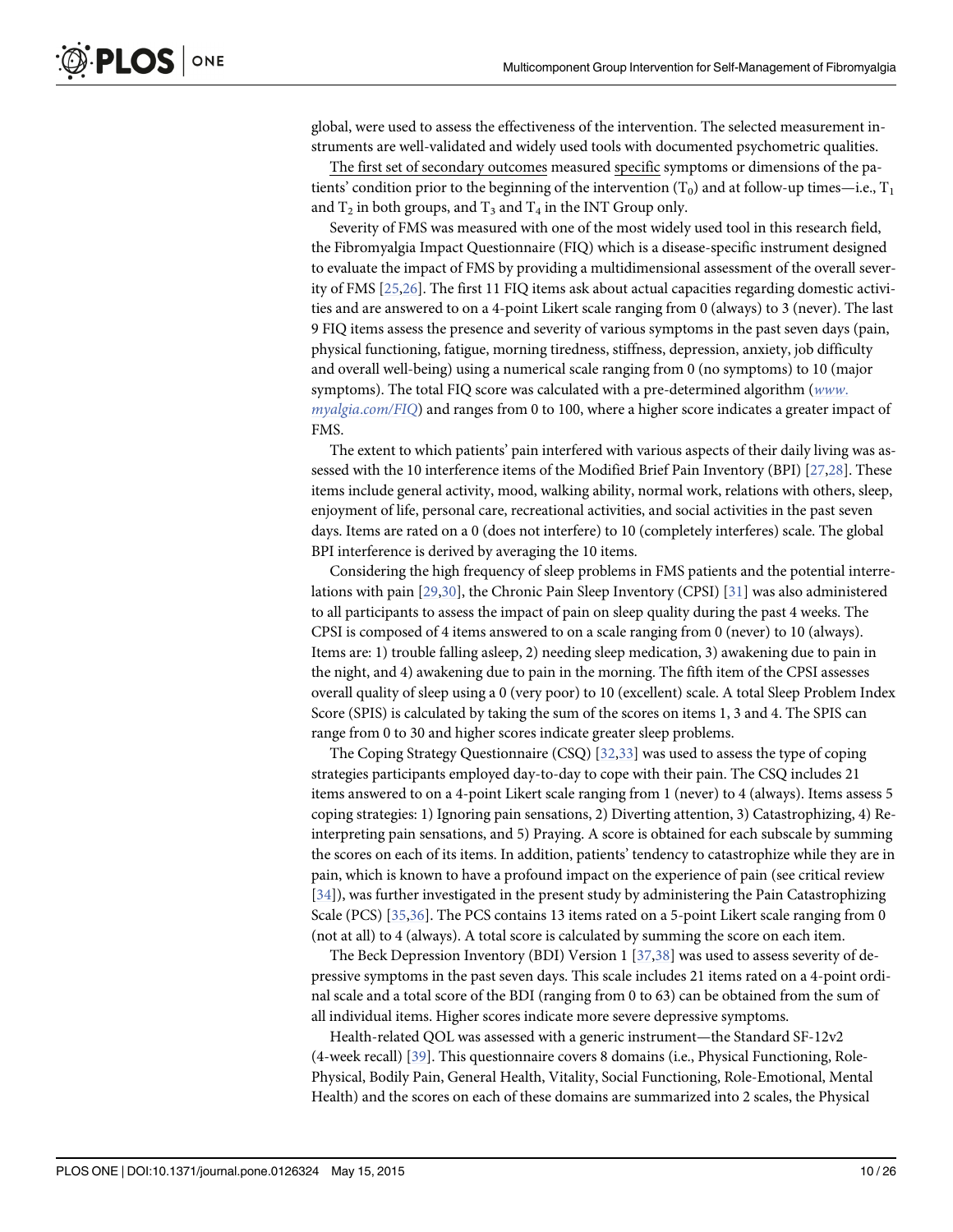global, were used to assess the effectiveness of the intervention. The selected measurement instruments are well-validated and widely used tools with documented psychometric qualities.

The first set of secondary outcomes measured specific symptoms or dimensions of the patients' condition prior to the beginning of the intervention ($T_0$) and at follow-up times—i.e., $T_1$ and $T_2$ in both groups, and $T_3$ and $T_4$ in the INT Group only.

Severity of FMS was measured with one of the most widely used tool in this research field, the Fibromyalgia Impact Questionnaire (FIQ) which is a disease-specific instrument designed to evaluate the impact of FMS by providing a multidimensional assessment of the overall severity of FMS [25,26]. The first 11 FIQ items ask about actual capacities regarding domestic activities and are answered to on a 4-point Likert scale ranging from 0 (always) to 3 (never). The last 9 FIQ items assess the presence and severity of various symptoms in the past seven days (pain, physical functioning, fatigue, morning tiredness, stiffness, depression, anxiety, job difficulty and overall well-being) using a numerical scale ranging from 0 (no symptoms) to 10 (major symptoms). The total FIQ score was calculated with a pre-determined algorithm (*www.myalgia.com/FIQ*) and ranges from 0 to 100, where a higher score indicates a greater impact of FMS.

The extent to which patients' pain interfered with various aspects of their daily living was assessed with the 10 interference items of the Modified Brief Pain Inventory (BPI) [27,28]. These items include general activity, mood, walking ability, normal work, relations with others, sleep, enjoyment of life, personal care, recreational activities, and social activities in the past seven days. Items are rated on a 0 (does not interfere) to 10 (completely interferes) scale. The global BPI interference is derived by averaging the 10 items.

Considering the high frequency of sleep problems in FMS patients and the potential interrelations with pain [29,30], the Chronic Pain Sleep Inventory (CPSI) [31] was also administered to all participants to assess the impact of pain on sleep quality during the past 4 weeks. The CPSI is composed of 4 items answered to on a scale ranging from 0 (never) to 10 (always). Items are: 1) trouble falling asleep, 2) needing sleep medication, 3) awakening due to pain in the night, and 4) awakening due to pain in the morning. The fifth item of the CPSI assesses overall quality of sleep using a 0 (very poor) to 10 (excellent) scale. A total Sleep Problem Index Score (SPIS) is calculated by taking the sum of the scores on items 1, 3 and 4. The SPIS can range from 0 to 30 and higher scores indicate greater sleep problems.

The Coping Strategy Questionnaire (CSQ) [32,33] was used to assess the type of coping strategies participants employed day-to-day to cope with their pain. The CSQ includes 21 items answered to on a 4-point Likert scale ranging from 1 (never) to 4 (always). Items assess 5 coping strategies: 1) Ignoring pain sensations, 2) Diverting attention, 3) Catastrophizing, 4) Reinterpreting pain sensations, and 5) Praying. A score is obtained for each subscale by summing the scores on each of its items. In addition, patients' tendency to catastrophize while they are in pain, which is known to have a profound impact on the experience of pain (see critical review [34]), was further investigated in the present study by administering the Pain Catastrophizing Scale (PCS) [35,36]. The PCS contains 13 items rated on a 5-point Likert scale ranging from 0 (not at all) to 4 (always). A total score is calculated by summing the score on each item.

The Beck Depression Inventory (BDI) Version 1 [37,38] was used to assess severity of depressive symptoms in the past seven days. This scale includes 21 items rated on a 4-point ordinal scale and a total score of the BDI (ranging from 0 to 63) can be obtained from the sum of all individual items. Higher scores indicate more severe depressive symptoms.

Health-related QOL was assessed with a generic instrument—the Standard SF-12v2 (4-week recall) [39]. This questionnaire covers 8 domains (i.e., Physical Functioning, Role-Physical, Bodily Pain, General Health, Vitality, Social Functioning, Role-Emotional, Mental Health) and the scores on each of these domains are summarized into 2 scales, the Physical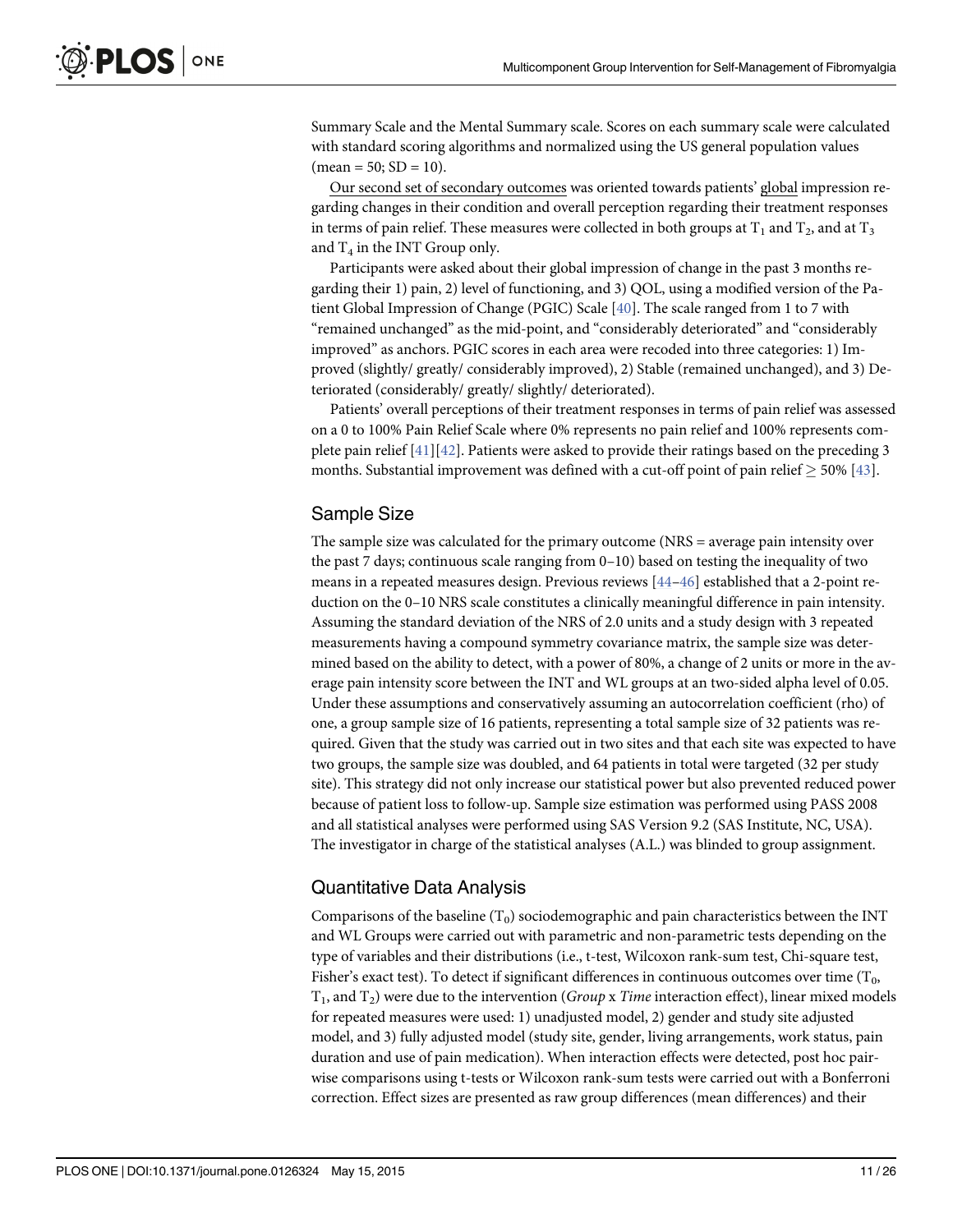Summary Scale and the Mental Summary scale. Scores on each summary scale were calculated with standard scoring algorithms and normalized using the US general population values (mean = 50; SD = 10).

Our second set of secondary outcomes was oriented towards patients' global impression regarding changes in their condition and overall perception regarding their treatment responses in terms of pain relief. These measures were collected in both groups at $T_1$ and $T_2$, and at $T_3$ and $T_4$ in the INT Group only.

Participants were asked about their global impression of change in the past 3 months regarding their 1) pain, 2) level of functioning, and 3) QOL, using a modified version of the Patient Global Impression of Change (PGIC) Scale [40]. The scale ranged from 1 to 7 with "remained unchanged" as the mid-point, and "considerably deteriorated" and "considerably improved" as anchors. PGIC scores in each area were recoded into three categories: 1) Improved (slightly/ greatly/ considerably improved), 2) Stable (remained unchanged), and 3) Deteriorated (considerably/ greatly/ slightly/ deteriorated).

Patients' overall perceptions of their treatment responses in terms of pain relief was assessed on a 0 to 100% Pain Relief Scale where 0% represents no pain relief and 100% represents complete pain relief [41][42]. Patients were asked to provide their ratings based on the preceding 3 months. Substantial improvement was defined with a cut-off point of pain relief $\geq$ 50% [43].

## Sample Size

The sample size was calculated for the primary outcome (NRS = average pain intensity over the past 7 days; continuous scale ranging from 0–10) based on testing the inequality of two means in a repeated measures design. Previous reviews [44–46] established that a 2-point reduction on the 0–10 NRS scale constitutes a clinically meaningful difference in pain intensity. Assuming the standard deviation of the NRS of 2.0 units and a study design with 3 repeated measurements having a compound symmetry covariance matrix, the sample size was determined based on the ability to detect, with a power of 80%, a change of 2 units or more in the average pain intensity score between the INT and WL groups at an two-sided alpha level of 0.05. Under these assumptions and conservatively assuming an autocorrelation coefficient (rho) of one, a group sample size of 16 patients, representing a total sample size of 32 patients was required. Given that the study was carried out in two sites and that each site was expected to have two groups, the sample size was doubled, and 64 patients in total were targeted (32 per study site). This strategy did not only increase our statistical power but also prevented reduced power because of patient loss to follow-up. Sample size estimation was performed using PASS 2008 and all statistical analyses were performed using SAS Version 9.2 (SAS Institute, NC, USA). The investigator in charge of the statistical analyses (A.L.) was blinded to group assignment.

## Quantitative Data Analysis

Comparisons of the baseline ($T_0$) sociodemographic and pain characteristics between the INT and WL Groups were carried out with parametric and non-parametric tests depending on the type of variables and their distributions (i.e., t-test, Wilcoxon rank-sum test, Chi-square test, Fisher's exact test). To detect if significant differences in continuous outcomes over time ($T_0$, $T_1$, and $T_2$) were due to the intervention (*Group* x *Time* interaction effect), linear mixed models for repeated measures were used: 1) unadjusted model, 2) gender and study site adjusted model, and 3) fully adjusted model (study site, gender, living arrangements, work status, pain duration and use of pain medication). When interaction effects were detected, post hoc pairwise comparisons using t-tests or Wilcoxon rank-sum tests were carried out with a Bonferroni correction. Effect sizes are presented as raw group differences (mean differences) and their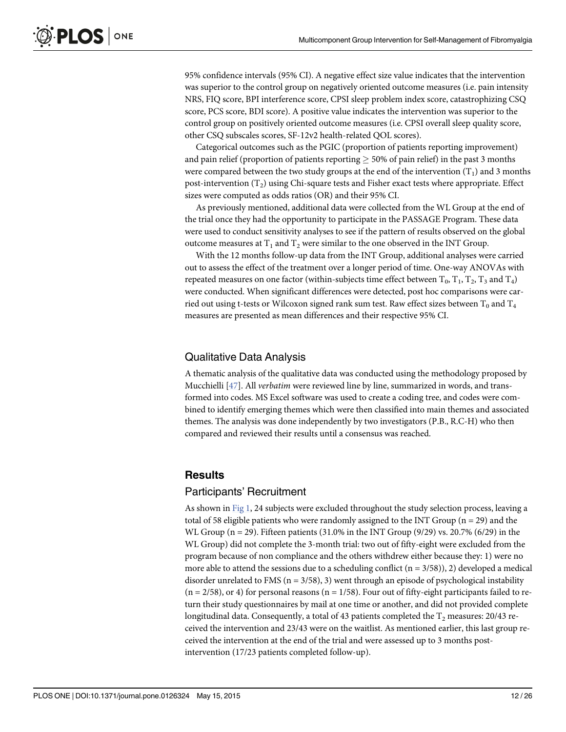95% confidence intervals (95% CI). A negative effect size value indicates that the intervention was superior to the control group on negatively oriented outcome measures (i.e. pain intensity NRS, FIQ score, BPI interference score, CPSI sleep problem index score, catastrophizing CSQ score, PCS score, BDI score). A positive value indicates the intervention was superior to the control group on positively oriented outcome measures (i.e. CPSI overall sleep quality score, other CSQ subscales scores, SF-12v2 health-related QOL scores).

Categorical outcomes such as the PGIC (proportion of patients reporting improvement) and pain relief (proportion of patients reporting $\geq$ 50% of pain relief) in the past 3 months were compared between the two study groups at the end of the intervention ($T_1$) and 3 months post-intervention ($T_2$) using Chi-square tests and Fisher exact tests where appropriate. Effect sizes were computed as odds ratios (OR) and their 95% CI.

As previously mentioned, additional data were collected from the WL Group at the end of the trial once they had the opportunity to participate in the PASSAGE Program. These data were used to conduct sensitivity analyses to see if the pattern of results observed on the global outcome measures at $T_1$ and $T_2$ were similar to the one observed in the INT Group.

With the 12 months follow-up data from the INT Group, additional analyses were carried out to assess the effect of the treatment over a longer period of time. One-way ANOVAs with repeated measures on one factor (within-subjects time effect between $T_0$, $T_1$, $T_2$, $T_3$ and $T_4$) were conducted. When significant differences were detected, post hoc comparisons were carried out using t-tests or Wilcoxon signed rank sum test. Raw effect sizes between $T_0$ and $T_4$ measures are presented as mean differences and their respective 95% CI.

## Qualitative Data Analysis

A thematic analysis of the qualitative data was conducted using the methodology proposed by Mucchielli [47]. All *verbatim* were reviewed line by line, summarized in words, and transformed into codes. MS Excel software was used to create a coding tree, and codes were combined to identify emerging themes which were then classified into main themes and associated themes. The analysis was done independently by two investigators (P.B., R.C-H) who then compared and reviewed their results until a consensus was reached.

# Results

## Participants' Recruitment

As shown in Fig 1, 24 subjects were excluded throughout the study selection process, leaving a total of 58 eligible patients who were randomly assigned to the INT Group (n = 29) and the WL Group (n = 29). Fifteen patients (31.0% in the INT Group (9/29) vs. 20.7% (6/29) in the WL Group) did not complete the 3-month trial: two out of fifty-eight were excluded from the program because of non compliance and the others withdrew either because they: 1) were no more able to attend the sessions due to a scheduling conflict (n = 3/58)), 2) developed a medical disorder unrelated to FMS (n = 3/58), 3) went through an episode of psychological instability (n = 2/58), or 4) for personal reasons (n = 1/58). Four out of fifty-eight participants failed to return their study questionnaires by mail at one time or another, and did not provided complete longitudinal data. Consequently, a total of 43 patients completed the $T_2$ measures: 20/43 received the intervention and 23/43 were on the waitlist. As mentioned earlier, this last group received the intervention at the end of the trial and were assessed up to 3 months post-intervention (17/23 patients completed follow-up).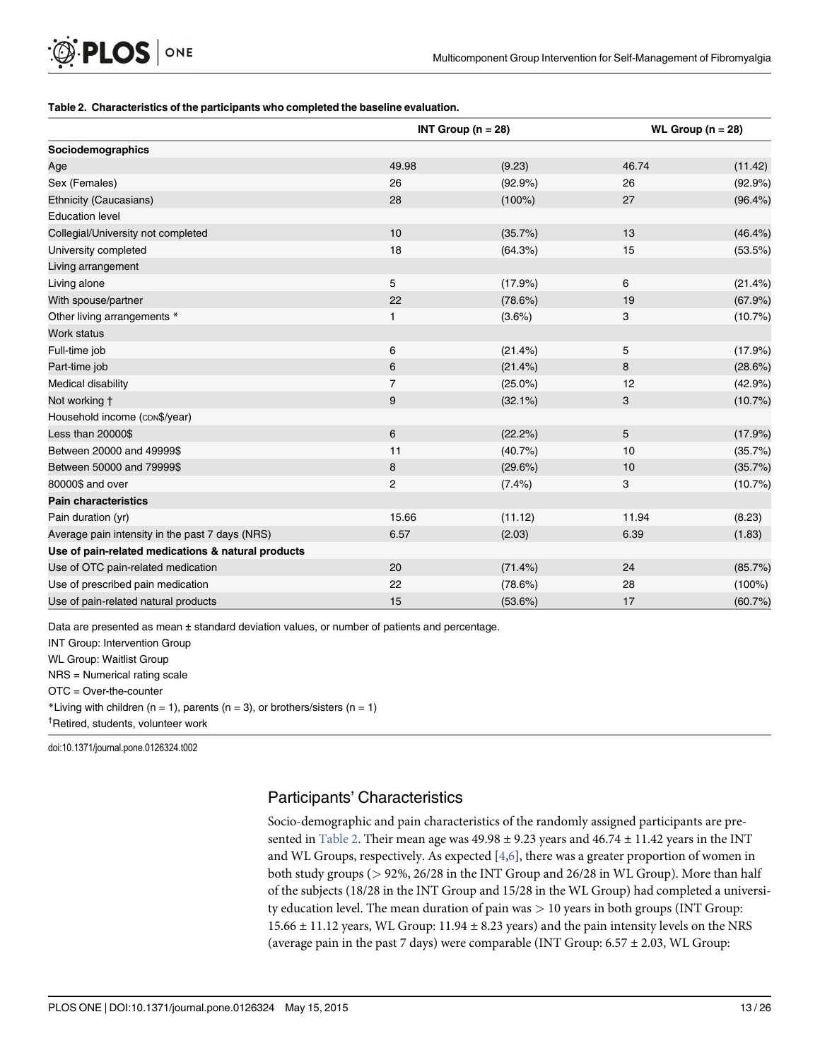**Table 2. Characteristics of the participants who completed the baseline evaluation.**

| | INT Group (n = 28) | | WL Group (n = 28) | |
|---|---|---|---|---|
| **Sociodemographics** | | | | |
| Age | 49.98 | (9.23) | 46.74 | (11.42) |
| Sex (Females) | 26 | (92.9%) | 26 | (92.9%) |
| Ethnicity (Caucasians) | 28 | (100%) | 27 | (96.4%) |
| Education level | | | | |
| Collegial/University not completed | 10 | (35.7%) | 13 | (46.4%) |
| University completed | 18 | (64.3%) | 15 | (53.5%) |
| Living arrangement | | | | |
| Living alone | 5 | (17.9%) | 6 | (21.4%) |
| With spouse/partner | 22 | (78.6%) | 19 | (67.9%) |
| Other living arrangements * | 1 | (3.6%) | 3 | (10.7%) |
| Work status | | | | |
| Full-time job | 6 | (21.4%) | 5 | (17.9%) |
| Part-time job | 6 | (21.4%) | 8 | (28.6%) |
| Medical disability | 7 | (25.0%) | 12 | (42.9%) |
| Not working † | 9 | (32.1%) | 3 | (10.7%) |
| Household income (CDN$/year) | | | | |
| Less than 20000$ | 6 | (22.2%) | 5 | (17.9%) |
| Between 20000 and 49999$ | 11 | (40.7%) | 10 | (35.7%) |
| Between 50000 and 79999$ | 8 | (29.6%) | 10 | (35.7%) |
| 80000$ and over | 2 | (7.4%) | 3 | (10.7%) |
| **Pain characteristics** | | | | |
| Pain duration (yr) | 15.66 | (11.12) | 11.94 | (8.23) |
| Average pain intensity in the past 7 days (NRS) | 6.57 | (2.03) | 6.39 | (1.83) |
| **Use of pain-related medications & natural products** | | | | |
| Use of OTC pain-related medication | 20 | (71.4%) | 24 | (85.7%) |
| Use of prescribed pain medication | 22 | (78.6%) | 28 | (100%) |
| Use of pain-related natural products | 15 | (53.6%) | 17 | (60.7%) |

Data are presented as mean ± standard deviation values, or number of patients and percentage.

INT Group: Intervention Group

WL Group: Waitlist Group

NRS = Numerical rating scale

OTC = Over-the-counter

*Living with children (n = 1), parents (n = 3), or brothers/sisters (n = 1)

†Retired, students, volunteer work

doi:10.1371/journal.pone.0126324.t002

## Participants' Characteristics

Socio-demographic and pain characteristics of the randomly assigned participants are presented in Table 2. Their mean age was 49.98 ± 9.23 years and 46.74 ± 11.42 years in the INT and WL Groups, respectively. As expected [4,6], there was a greater proportion of women in both study groups (> 92%, 26/28 in the INT Group and 26/28 in WL Group). More than half of the subjects (18/28 in the INT Group and 15/28 in the WL Group) had completed a university education level. The mean duration of pain was > 10 years in both groups (INT Group: 15.66 ± 11.12 years, WL Group: 11.94 ± 8.23 years) and the pain intensity levels on the NRS (average pain in the past 7 days) were comparable (INT Group: 6.57 ± 2.03, WL Group: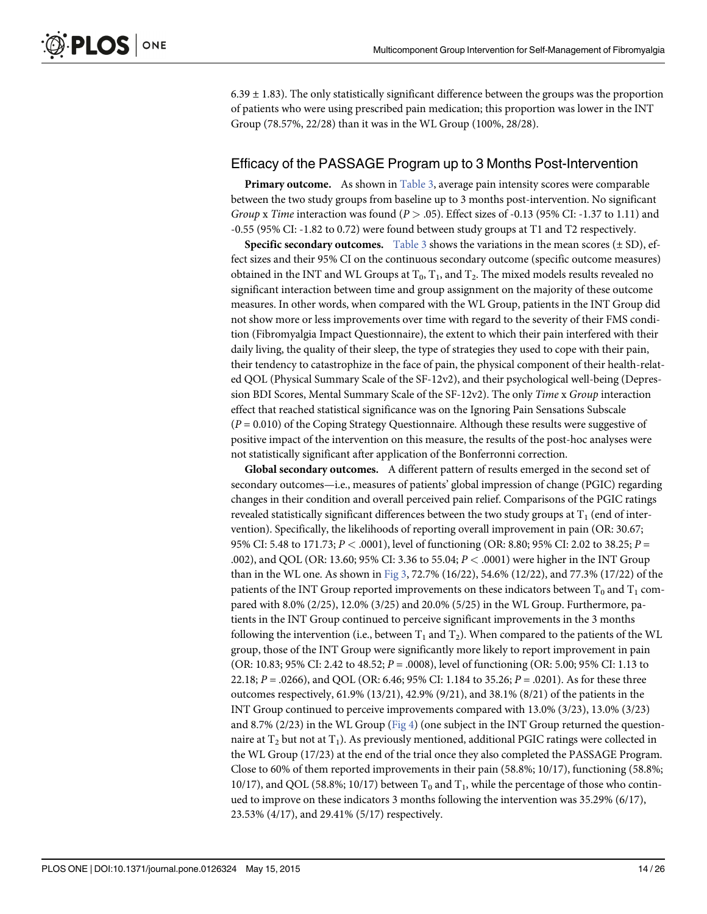6.39 ± 1.83). The only statistically significant difference between the groups was the proportion of patients who were using prescribed pain medication; this proportion was lower in the INT Group (78.57%, 22/28) than it was in the WL Group (100%, 28/28).

## Efficacy of the PASSAGE Program up to 3 Months Post-Intervention

**Primary outcome.** As shown in Table 3, average pain intensity scores were comparable between the two study groups from baseline up to 3 months post-intervention. No significant *Group* x *Time* interaction was found ($P > .05$). Effect sizes of -0.13 (95% CI: -1.37 to 1.11) and -0.55 (95% CI: -1.82 to 0.72) were found between study groups at T1 and T2 respectively.

**Specific secondary outcomes.** Table 3 shows the variations in the mean scores (± SD), effect sizes and their 95% CI on the continuous secondary outcome (specific outcome measures) obtained in the INT and WL Groups at $T_0$, $T_1$, and $T_2$. The mixed models results revealed no significant interaction between time and group assignment on the majority of these outcome measures. In other words, when compared with the WL Group, patients in the INT Group did not show more or less improvements over time with regard to the severity of their FMS condition (Fibromyalgia Impact Questionnaire), the extent to which their pain interfered with their daily living, the quality of their sleep, the type of strategies they used to cope with their pain, their tendency to catastrophize in the face of pain, the physical component of their health-related QOL (Physical Summary Scale of the SF-12v2), and their psychological well-being (Depression BDI Scores, Mental Summary Scale of the SF-12v2). The only *Time* x *Group* interaction effect that reached statistical significance was on the Ignoring Pain Sensations Subscale ($P = 0.010$) of the Coping Strategy Questionnaire. Although these results were suggestive of positive impact of the intervention on this measure, the results of the post-hoc analyses were not statistically significant after application of the Bonferronni correction.

**Global secondary outcomes.** A different pattern of results emerged in the second set of secondary outcomes—i.e., measures of patients' global impression of change (PGIC) regarding changes in their condition and overall perceived pain relief. Comparisons of the PGIC ratings revealed statistically significant differences between the two study groups at $T_1$ (end of intervention). Specifically, the likelihoods of reporting overall improvement in pain (OR: 30.67; 95% CI: 5.48 to 171.73; $P < .0001$), level of functioning (OR: 8.80; 95% CI: 2.02 to 38.25; $P = .002$), and QOL (OR: 13.60; 95% CI: 3.36 to 55.04; $P < .0001$) were higher in the INT Group than in the WL one. As shown in Fig 3, 72.7% (16/22), 54.6% (12/22), and 77.3% (17/22) of the patients of the INT Group reported improvements on these indicators between $T_0$ and $T_1$ compared with 8.0% (2/25), 12.0% (3/25) and 20.0% (5/25) in the WL Group. Furthermore, patients in the INT Group continued to perceive significant improvements in the 3 months following the intervention (i.e., between $T_1$ and $T_2$). When compared to the patients of the WL group, those of the INT Group were significantly more likely to report improvement in pain (OR: 10.83; 95% CI: 2.42 to 48.52; $P = .0008$), level of functioning (OR: 5.00; 95% CI: 1.13 to 22.18; $P = .0266$), and QOL (OR: 6.46; 95% CI: 1.184 to 35.26; $P = .0201$). As for these three outcomes respectively, 61.9% (13/21), 42.9% (9/21), and 38.1% (8/21) of the patients in the INT Group continued to perceive improvements compared with 13.0% (3/23), 13.0% (3/23) and 8.7% (2/23) in the WL Group (Fig 4) (one subject in the INT Group returned the questionnaire at $T_2$ but not at $T_1$). As previously mentioned, additional PGIC ratings were collected in the WL Group (17/23) at the end of the trial once they also completed the PASSAGE Program. Close to 60% of them reported improvements in their pain (58.8%; 10/17), functioning (58.8%; 10/17), and QOL (58.8%; 10/17) between $T_0$ and $T_1$, while the percentage of those who continued to improve on these indicators 3 months following the intervention was 35.29% (6/17), 23.53% (4/17), and 29.41% (5/17) respectively.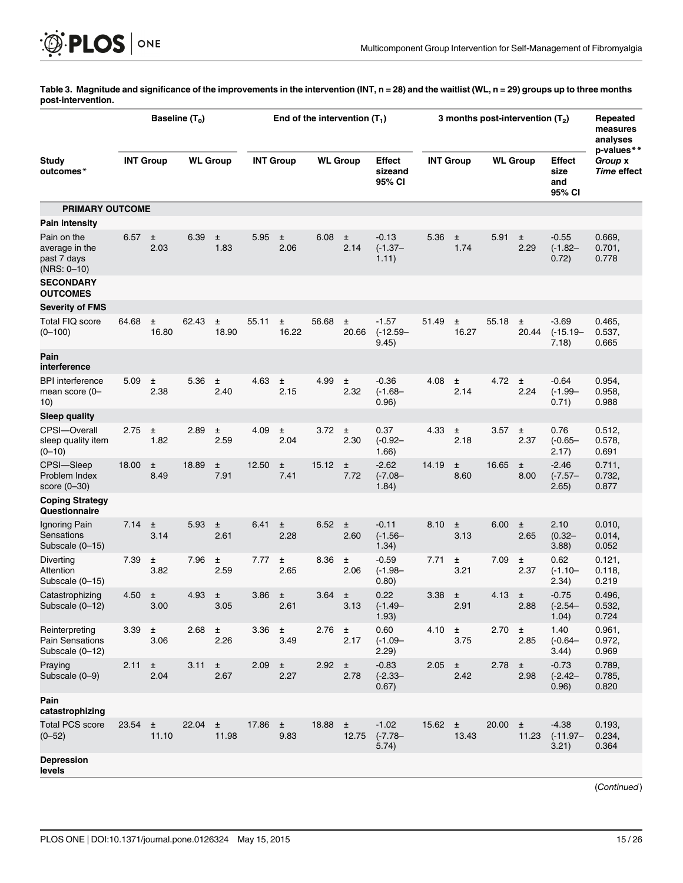**Table 3. Magnitude and significance of the improvements in the intervention (INT, n = 28) and the waitlist (WL, n = 29) groups up to three months post-intervention.**

| Study outcomes* | Baseline ($T_0$) | | End of the intervention ($T_1$) | | | 3 months post-intervention ($T_2$) | | | Repeated measures analyses p-values** |
|---|---|---|---|---|---|---|---|---|---|
| | INT Group | WL Group | INT Group | WL Group | Effect sizeand 95% CI | INT Group | WL Group | Effect size and 95% CI | *Group* x *Time* effect |
| **PRIMARY OUTCOME** | | | | | | | | | |
| **Pain intensity** | | | | | | | | | |
| Pain on the average in the past 7 days (NRS: 0–10) | 6.57 ± 2.03 | 6.39 ± 1.83 | 5.95 ± 2.06 | 6.08 ± 2.14 | -0.13 (-1.37–1.11) | 5.36 ± 1.74 | 5.91 ± 2.29 | -0.55 (-1.82–0.72) | 0.669, 0.701, 0.778 |
| **SECONDARY OUTCOMES** | | | | | | | | | |
| **Severity of FMS** | | | | | | | | | |
| Total FIQ score (0–100) | 64.68 ± 16.80 | 62.43 ± 18.90 | 55.11 ± 16.22 | 56.68 ± 20.66 | -1.57 (-12.59–9.45) | 51.49 ± 16.27 | 55.18 ± 20.44 | -3.69 (-15.19–7.18) | 0.465, 0.537, 0.665 |
| **Pain interference** | | | | | | | | | |
| BPI interference mean score (0–10) | 5.09 ± 2.38 | 5.36 ± 2.40 | 4.63 ± 2.15 | 4.99 ± 2.32 | -0.36 (-1.68–0.96) | 4.08 ± 2.14 | 4.72 ± 2.24 | -0.64 (-1.99–0.71) | 0.954, 0.958, 0.988 |
| **Sleep quality** | | | | | | | | | |
| CPSI—Overall sleep quality item (0–10) | 2.75 ± 1.82 | 2.89 ± 2.59 | 4.09 ± 2.04 | 3.72 ± 2.30 | 0.37 (-0.92–1.66) | 4.33 ± 2.18 | 3.57 ± 2.37 | 0.76 (-0.65–2.17) | 0.512, 0.578, 0.691 |
| CPSI—Sleep Problem Index score (0–30) | 18.00 ± 8.49 | 18.89 ± 7.91 | 12.50 ± 7.41 | 15.12 ± 7.72 | -2.62 (-7.08–1.84) | 14.19 ± 8.60 | 16.65 ± 8.00 | -2.46 (-7.57–2.65) | 0.711, 0.732, 0.877 |
| **Coping Strategy Questionnaire** | | | | | | | | | |
| Ignoring Pain Sensations Subscale (0–15) | 7.14 ± 3.14 | 5.93 ± 2.61 | 6.41 ± 2.28 | 6.52 ± 2.60 | -0.11 (-1.56–1.34) | 8.10 ± 3.13 | 6.00 ± 2.65 | 2.10 (0.32–3.88) | 0.010, 0.014, 0.052 |
| Diverting Attention Subscale (0–15) | 7.39 ± 3.82 | 7.96 ± 2.59 | 7.77 ± 2.65 | 8.36 ± 2.06 | -0.59 (-1.98–0.80) | 7.71 ± 3.21 | 7.09 ± 2.37 | 0.62 (-1.10–2.34) | 0.121, 0.118, 0.219 |
| Catastrophizing Subscale (0–12) | 4.50 ± 3.00 | 4.93 ± 3.05 | 3.86 ± 2.61 | 3.64 ± 3.13 | 0.22 (-1.49–1.93) | 3.38 ± 2.91 | 4.13 ± 2.88 | -0.75 (-2.54–1.04) | 0.496, 0.532, 0.724 |
| Reinterpreting Pain Sensations Subscale (0–12) | 3.39 ± 3.06 | 2.68 ± 2.26 | 3.36 ± 3.49 | 2.76 ± 2.17 | 0.60 (-1.09–2.29) | 4.10 ± 3.75 | 2.70 ± 2.85 | 1.40 (-0.64–3.44) | 0.961, 0.972, 0.969 |
| Praying Subscale (0–9) | 2.11 ± 2.04 | 3.11 ± 2.67 | 2.09 ± 2.27 | 2.92 ± 2.78 | -0.83 (-2.33–0.67) | 2.05 ± 2.42 | 2.78 ± 2.98 | -0.73 (-2.42–0.96) | 0.789, 0.785, 0.820 |
| **Pain catastrophizing** | | | | | | | | | |
| Total PCS score (0–52) | 23.54 ± 11.10 | 22.04 ± 11.98 | 17.86 ± 9.83 | 18.88 ± 12.75 | -1.02 (-7.78–5.74) | 15.62 ± 13.43 | 20.00 ± 11.23 | -4.38 (-11.97–3.21) | 0.193, 0.234, 0.364 |
| **Depression levels** | | | | | | | | | |

(*Continued*)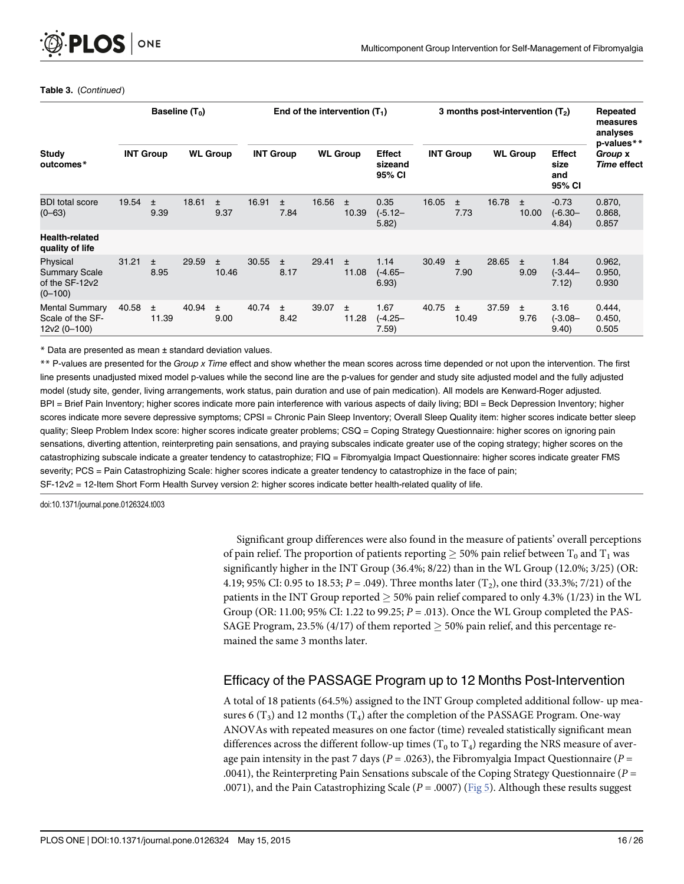**Table 3.** (*Continued*)

| Study outcomes* | Baseline ($T_0$) | | End of the intervention ($T_1$) | | | 3 months post-intervention ($T_2$) | | | Repeated measures analyses p-values** |
|---|---|---|---|---|---|---|---|---|---|
| | INT Group | WL Group | INT Group | WL Group | Effect sizeand 95% CI | INT Group | WL Group | Effect size and 95% CI | *Group* x *Time* effect |
| BDI total score (0–63) | 19.54 ± 9.39 | 18.61 ± 9.37 | 16.91 ± 7.84 | 16.56 ± 10.39 | 0.35 (-5.12–5.82) | 16.05 ± 7.73 | 16.78 ± 10.00 | -0.73 (-6.30–4.84) | 0.870, 0.868, 0.857 |
| **Health-related quality of life** | | | | | | | | | |
| Physical Summary Scale of the SF-12v2 (0–100) | 31.21 ± 8.95 | 29.59 ± 10.46 | 30.55 ± 8.17 | 29.41 ± 11.08 | 1.14 (-4.65–6.93) | 30.49 ± 7.90 | 28.65 ± 9.09 | 1.84 (-3.44–7.12) | 0.962, 0.950, 0.930 |
| Mental Summary Scale of the SF-12v2 (0–100) | 40.58 ± 11.39 | 40.94 ± 9.00 | 40.74 ± 8.42 | 39.07 ± 11.28 | 1.67 (-4.25–7.59) | 40.75 ± 10.49 | 37.59 ± 9.76 | 3.16 (-3.08–9.40) | 0.444, 0.450, 0.505 |

* Data are presented as mean ± standard deviation values.

** P-values are presented for the *Group x Time* effect and show whether the mean scores across time depended or not upon the intervention. The first line presents unadjusted mixed model p-values while the second line are the p-values for gender and study site adjusted model and the fully adjusted model (study site, gender, living arrangements, work status, pain duration and use of pain medication). All models are Kenward-Roger adjusted.

BPI = Brief Pain Inventory; higher scores indicate more pain interference with various aspects of daily living; BDI = Beck Depression Inventory; higher scores indicate more severe depressive symptoms; CPSI = Chronic Pain Sleep Inventory; Overall Sleep Quality item: higher scores indicate better sleep quality; Sleep Problem Index score: higher scores indicate greater problems; CSQ = Coping Strategy Questionnaire: higher scores on ignoring pain sensations, diverting attention, reinterpreting pain sensations, and praying subscales indicate greater use of the coping strategy; higher scores on the catastrophizing subscale indicate a greater tendency to catastrophize; FIQ = Fibromyalgia Impact Questionnaire: higher scores indicate greater FMS severity; PCS = Pain Catastrophizing Scale: higher scores indicate a greater tendency to catastrophize in the face of pain; SF-12v2 = 12-Item Short Form Health Survey version 2: higher scores indicate better health-related quality of life.

doi:10.1371/journal.pone.0126324.t003

Significant group differences were also found in the measure of patients' overall perceptions of pain relief. The proportion of patients reporting $\geq$ 50% pain relief between $T_0$ and $T_1$ was significantly higher in the INT Group (36.4%; 8/22) than in the WL Group (12.0%; 3/25) (OR: 4.19; 95% CI: 0.95 to 18.53; $P = .049$). Three months later ($T_2$), one third (33.3%; 7/21) of the patients in the INT Group reported $\geq$ 50% pain relief compared to only 4.3% (1/23) in the WL Group (OR: 11.00; 95% CI: 1.22 to 99.25; $P = .013$). Once the WL Group completed the PASSAGE Program, 23.5% (4/17) of them reported $\geq$ 50% pain relief, and this percentage remained the same 3 months later.

## Efficacy of the PASSAGE Program up to 12 Months Post-Intervention

A total of 18 patients (64.5%) assigned to the INT Group completed additional follow- up measures 6 ($T_3$) and 12 months ($T_4$) after the completion of the PASSAGE Program. One-way ANOVAs with repeated measures on one factor (time) revealed statistically significant mean differences across the different follow-up times ($T_0$ to $T_4$) regarding the NRS measure of average pain intensity in the past 7 days ($P = .0263$), the Fibromyalgia Impact Questionnaire ($P = .0041$), the Reinterpreting Pain Sensations subscale of the Coping Strategy Questionnaire ($P = .0071$), and the Pain Catastrophizing Scale ($P = .0007$) (Fig 5). Although these results suggest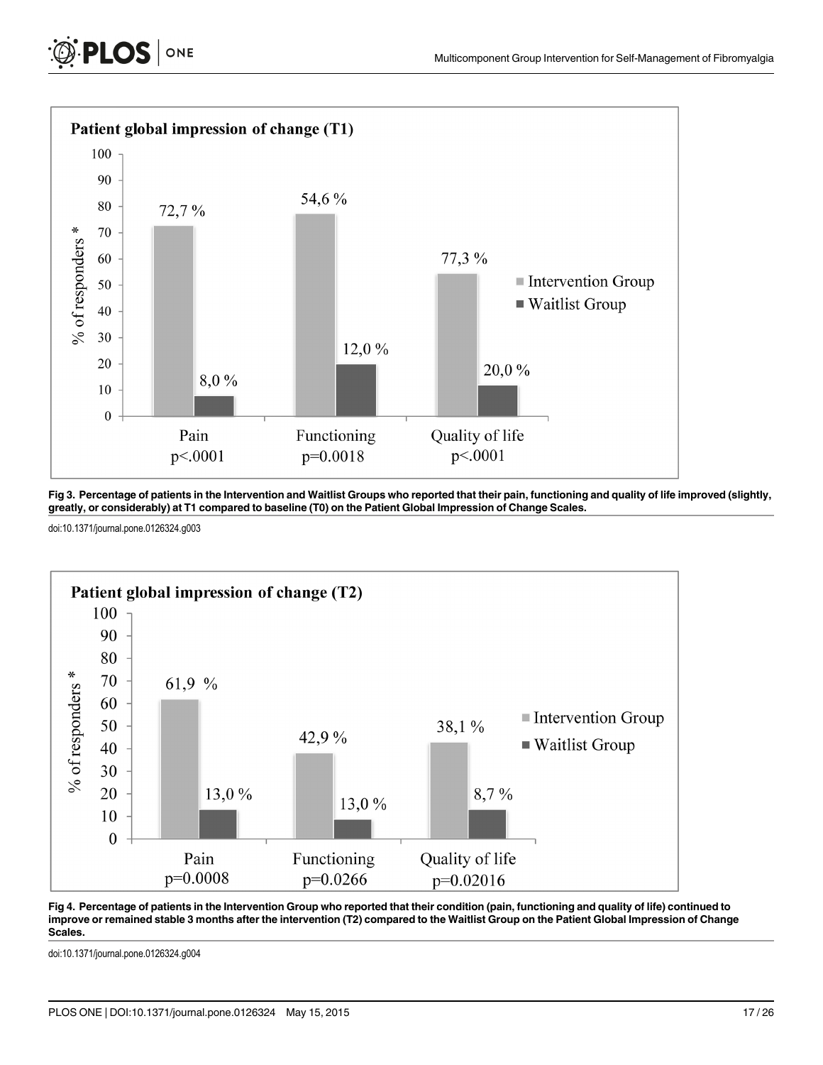Patient global impression of change (T1)

| | Pain p<.0001 | Functioning p=0.0018 | Quality of life p<.0001 |
|---|---|---|---|
| Intervention Group | 72,7 % | 54,6 % | 77,3 % |
| Waitlist Group | 8,0 % | 12,0 % | 20,0 % |

**Fig 3. Percentage of patients in the Intervention and Waitlist Groups who reported that their pain, functioning and quality of life improved (slightly, greatly, or considerably) at T1 compared to baseline (T0) on the Patient Global Impression of Change Scales.**

doi:10.1371/journal.pone.0126324.g003

Patient global impression of change (T2)

| | Pain p=0.0008 | Functioning p=0.0266 | Quality of life p=0.02016 |
|---|---|---|---|
| Intervention Group | 61,9 % | 42,9 % | 38,1 % |
| Waitlist Group | 13,0 % | 13,0 % | 8,7 % |

**Fig 4. Percentage of patients in the Intervention Group who reported that their condition (pain, functioning and quality of life) continued to improve or remained stable 3 months after the intervention (T2) compared to the Waitlist Group on the Patient Global Impression of Change Scales.**

doi:10.1371/journal.pone.0126324.g004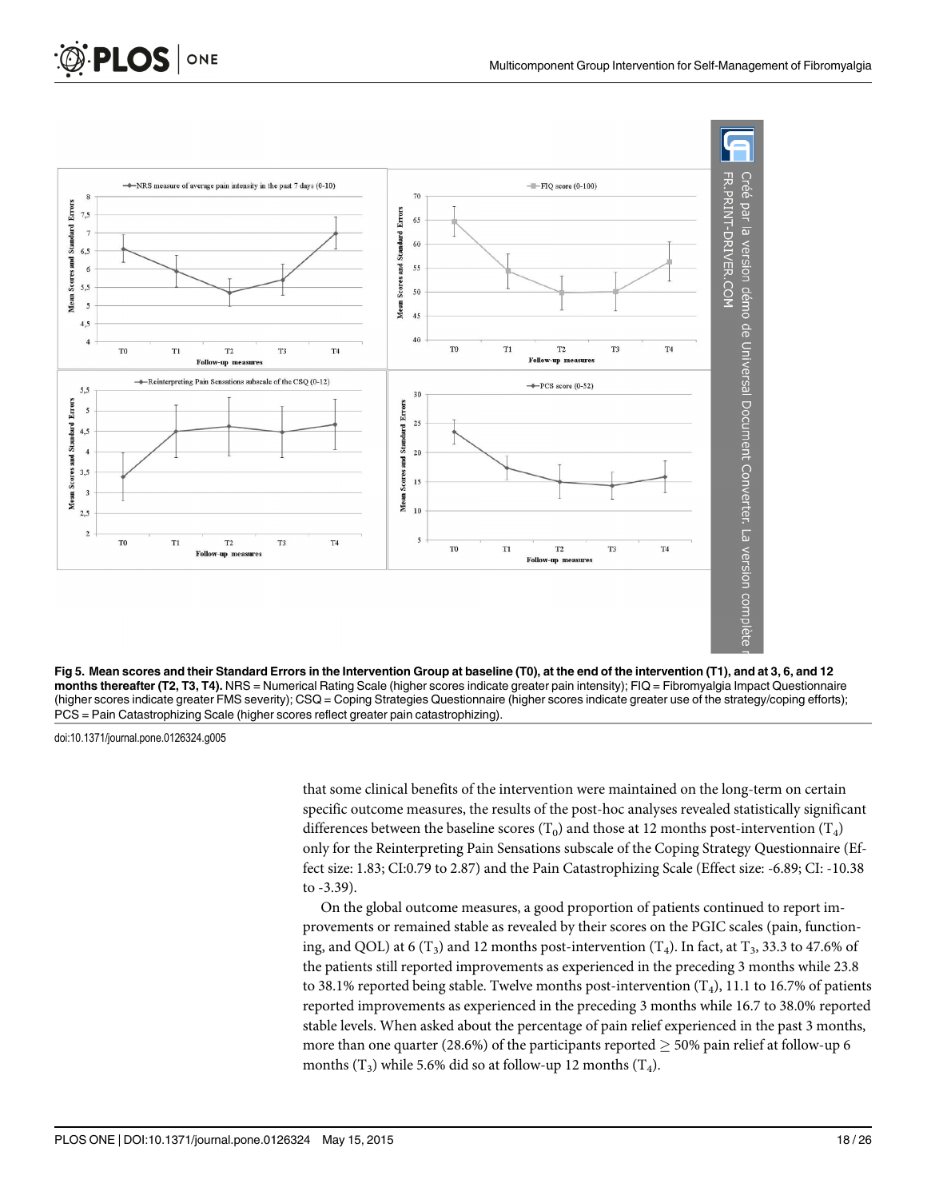Fig 5. Mean scores and their Standard Errors in the Intervention Group at baseline (T0), at the end of the intervention (T1), and at 3, 6, and 12 months thereafter (T2, T3, T4). NRS = Numerical Rating Scale (higher scores indicate greater pain intensity); FIQ = Fibromyalgia Impact Questionnaire (higher scores indicate greater FMS severity); CSQ = Coping Strategies Questionnaire (higher scores indicate greater use of the strategy/coping efforts); PCS = Pain Catastrophizing Scale (higher scores reflect greater pain catastrophizing).

doi:10.1371/journal.pone.0126324.g005

that some clinical benefits of the intervention were maintained on the long-term on certain specific outcome measures, the results of the post-hoc analyses revealed statistically significant differences between the baseline scores ($T_0$) and those at 12 months post-intervention ($T_4$) only for the Reinterpreting Pain Sensations subscale of the Coping Strategy Questionnaire (Effect size: 1.83; CI:0.79 to 2.87) and the Pain Catastrophizing Scale (Effect size: -6.89; CI: -10.38 to -3.39).

On the global outcome measures, a good proportion of patients continued to report improvements or remained stable as revealed by their scores on the PGIC scales (pain, functioning, and QOL) at 6 ($T_3$) and 12 months post-intervention ($T_4$). In fact, at $T_3$, 33.3 to 47.6% of the patients still reported improvements as experienced in the preceding 3 months while 23.8 to 38.1% reported being stable. Twelve months post-intervention ($T_4$), 11.1 to 16.7% of patients reported improvements as experienced in the preceding 3 months while 16.7 to 38.0% reported stable levels. When asked about the percentage of pain relief experienced in the past 3 months, more than one quarter (28.6%) of the participants reported $\geq$ 50% pain relief at follow-up 6 months ($T_3$) while 5.6% did so at follow-up 12 months ($T_4$).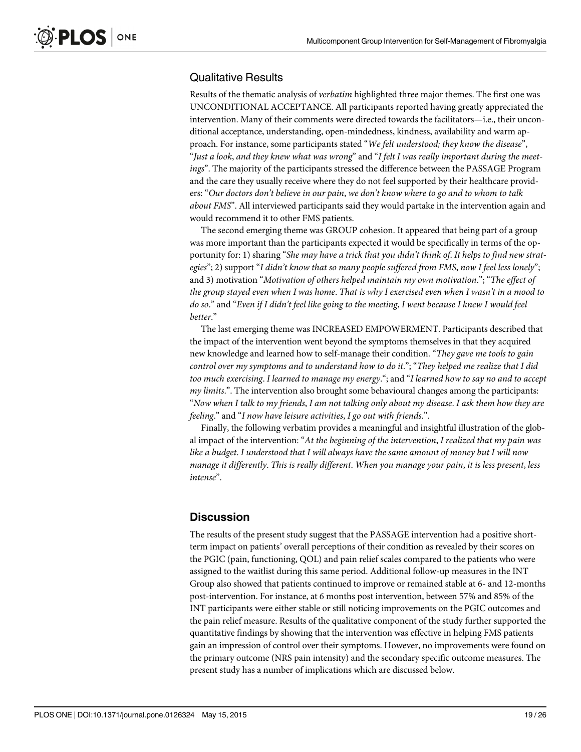## Qualitative Results

Results of the thematic analysis of *verbatim* highlighted three major themes. The first one was UNCONDITIONAL ACCEPTANCE. All participants reported having greatly appreciated the intervention. Many of their comments were directed towards the facilitators—i.e., their unconditional acceptance, understanding, open-mindedness, kindness, availability and warm approach. For instance, some participants stated "*We felt understood; they know the disease*", "*Just a look, and they knew what was wrong*" and "*I felt I was really important during the meetings*". The majority of the participants stressed the difference between the PASSAGE Program and the care they usually receive where they do not feel supported by their healthcare providers: "*Our doctors don't believe in our pain, we don't know where to go and to whom to talk about FMS*". All interviewed participants said they would partake in the intervention again and would recommend it to other FMS patients.

The second emerging theme was GROUP cohesion. It appeared that being part of a group was more important than the participants expected it would be specifically in terms of the opportunity for: 1) sharing "*She may have a trick that you didn't think of. It helps to find new strategies*"; 2) support "*I didn't know that so many people suffered from FMS, now I feel less lonely*"; and 3) motivation "*Motivation of others helped maintain my own motivation.*"; "*The effect of the group stayed even when I was home. That is why I exercised even when I wasn't in a mood to do so.*" and "*Even if I didn't feel like going to the meeting, I went because I knew I would feel better.*"

The last emerging theme was INCREASED EMPOWERMENT. Participants described that the impact of the intervention went beyond the symptoms themselves in that they acquired new knowledge and learned how to self-manage their condition. "*They gave me tools to gain control over my symptoms and to understand how to do it.*"; "*They helped me realize that I did too much exercising. I learned to manage my energy.*"; and "*I learned how to say no and to accept my limits.*". The intervention also brought some behavioural changes among the participants: "*Now when I talk to my friends, I am not talking only about my disease. I ask them how they are feeling.*" and "*I now have leisure activities, I go out with friends.*".

Finally, the following verbatim provides a meaningful and insightful illustration of the global impact of the intervention: "*At the beginning of the intervention, I realized that my pain was like a budget. I understood that I will always have the same amount of money but I will now manage it differently. This is really different. When you manage your pain, it is less present, less intense*".

# Discussion

The results of the present study suggest that the PASSAGE intervention had a positive short-term impact on patients' overall perceptions of their condition as revealed by their scores on the PGIC (pain, functioning, QOL) and pain relief scales compared to the patients who were assigned to the waitlist during this same period. Additional follow-up measures in the INT Group also showed that patients continued to improve or remained stable at 6- and 12-months post-intervention. For instance, at 6 months post intervention, between 57% and 85% of the INT participants were either stable or still noticing improvements on the PGIC outcomes and the pain relief measure. Results of the qualitative component of the study further supported the quantitative findings by showing that the intervention was effective in helping FMS patients gain an impression of control over their symptoms. However, no improvements were found on the primary outcome (NRS pain intensity) and the secondary specific outcome measures. The present study has a number of implications which are discussed below.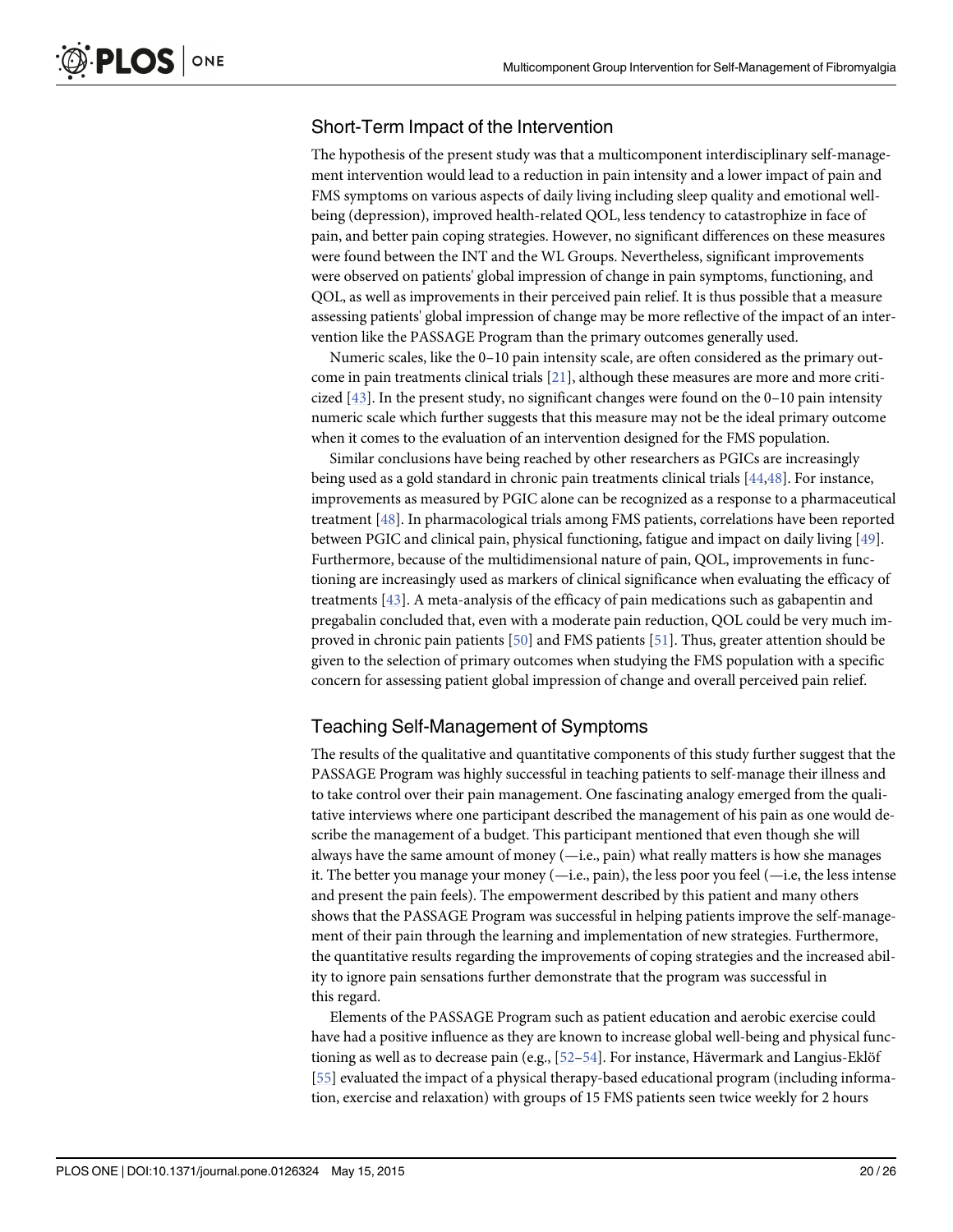## Short-Term Impact of the Intervention

The hypothesis of the present study was that a multicomponent interdisciplinary self-management intervention would lead to a reduction in pain intensity and a lower impact of pain and FMS symptoms on various aspects of daily living including sleep quality and emotional well-being (depression), improved health-related QOL, less tendency to catastrophize in face of pain, and better pain coping strategies. However, no significant differences on these measures were found between the INT and the WL Groups. Nevertheless, significant improvements were observed on patients' global impression of change in pain symptoms, functioning, and QOL, as well as improvements in their perceived pain relief. It is thus possible that a measure assessing patients' global impression of change may be more reflective of the impact of an intervention like the PASSAGE Program than the primary outcomes generally used.

Numeric scales, like the 0–10 pain intensity scale, are often considered as the primary outcome in pain treatments clinical trials [21], although these measures are more and more criticized [43]. In the present study, no significant changes were found on the 0–10 pain intensity numeric scale which further suggests that this measure may not be the ideal primary outcome when it comes to the evaluation of an intervention designed for the FMS population.

Similar conclusions have being reached by other researchers as PGICs are increasingly being used as a gold standard in chronic pain treatments clinical trials [44,48]. For instance, improvements as measured by PGIC alone can be recognized as a response to a pharmaceutical treatment [48]. In pharmacological trials among FMS patients, correlations have been reported between PGIC and clinical pain, physical functioning, fatigue and impact on daily living [49]. Furthermore, because of the multidimensional nature of pain, QOL, improvements in functioning are increasingly used as markers of clinical significance when evaluating the efficacy of treatments [43]. A meta-analysis of the efficacy of pain medications such as gabapentin and pregabalin concluded that, even with a moderate pain reduction, QOL could be very much improved in chronic pain patients [50] and FMS patients [51]. Thus, greater attention should be given to the selection of primary outcomes when studying the FMS population with a specific concern for assessing patient global impression of change and overall perceived pain relief.

## Teaching Self-Management of Symptoms

The results of the qualitative and quantitative components of this study further suggest that the PASSAGE Program was highly successful in teaching patients to self-manage their illness and to take control over their pain management. One fascinating analogy emerged from the qualitative interviews where one participant described the management of his pain as one would describe the management of a budget. This participant mentioned that even though she will always have the same amount of money (—i.e., pain) what really matters is how she manages it. The better you manage your money (—i.e., pain), the less poor you feel (—i.e, the less intense and present the pain feels). The empowerment described by this patient and many others shows that the PASSAGE Program was successful in helping patients improve the self-management of their pain through the learning and implementation of new strategies. Furthermore, the quantitative results regarding the improvements of coping strategies and the increased ability to ignore pain sensations further demonstrate that the program was successful in this regard.

Elements of the PASSAGE Program such as patient education and aerobic exercise could have had a positive influence as they are known to increase global well-being and physical functioning as well as to decrease pain (e.g., [52–54]. For instance, Hävermark and Langius-Eklöf [55] evaluated the impact of a physical therapy-based educational program (including information, exercise and relaxation) with groups of 15 FMS patients seen twice weekly for 2 hours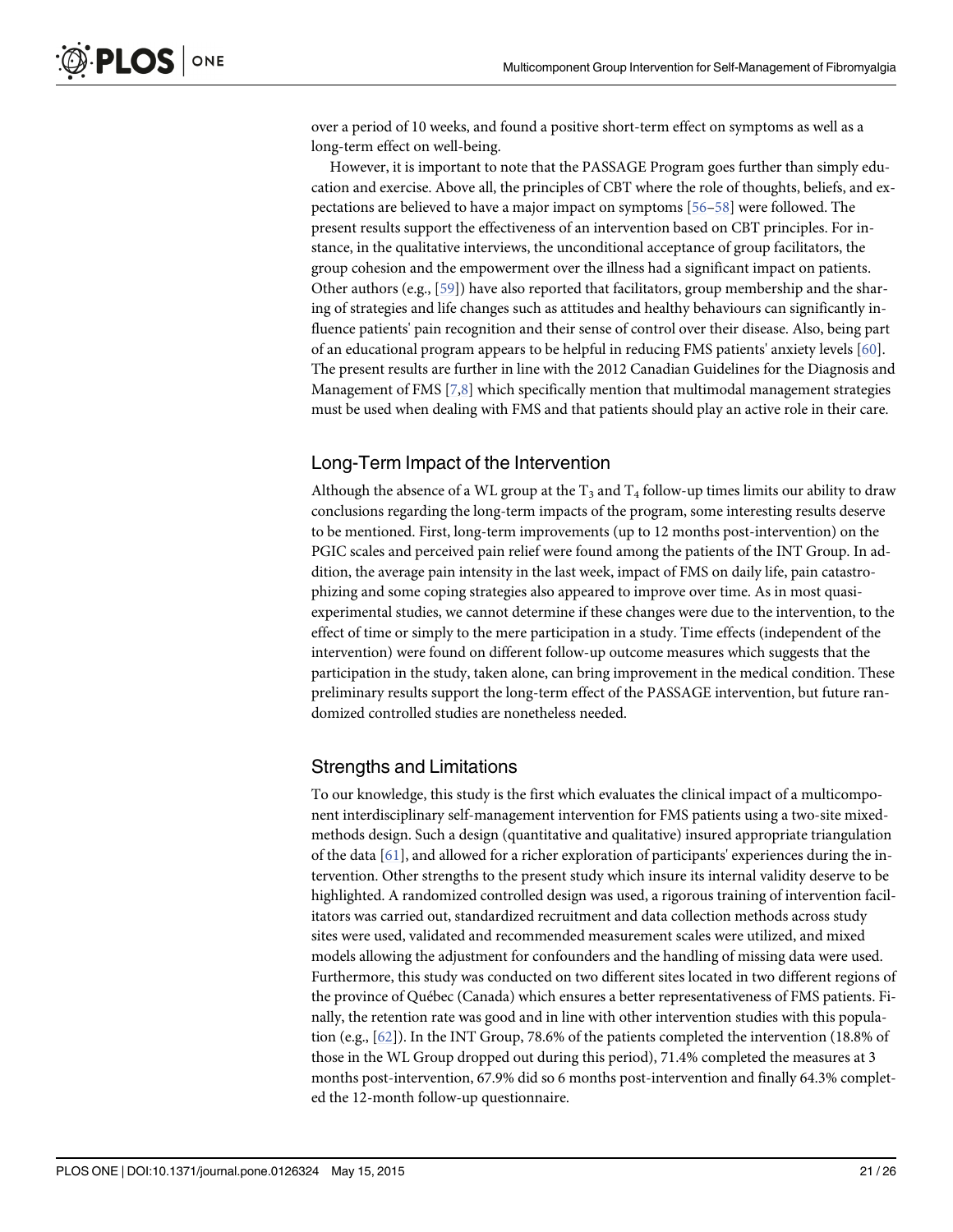over a period of 10 weeks, and found a positive short-term effect on symptoms as well as a long-term effect on well-being.

However, it is important to note that the PASSAGE Program goes further than simply education and exercise. Above all, the principles of CBT where the role of thoughts, beliefs, and expectations are believed to have a major impact on symptoms [56–58] were followed. The present results support the effectiveness of an intervention based on CBT principles. For instance, in the qualitative interviews, the unconditional acceptance of group facilitators, the group cohesion and the empowerment over the illness had a significant impact on patients. Other authors (e.g., [59]) have also reported that facilitators, group membership and the sharing of strategies and life changes such as attitudes and healthy behaviours can significantly influence patients' pain recognition and their sense of control over their disease. Also, being part of an educational program appears to be helpful in reducing FMS patients' anxiety levels [60]. The present results are further in line with the 2012 Canadian Guidelines for the Diagnosis and Management of FMS [7,8] which specifically mention that multimodal management strategies must be used when dealing with FMS and that patients should play an active role in their care.

## Long-Term Impact of the Intervention

Although the absence of a WL group at the $T_3$ and $T_4$ follow-up times limits our ability to draw conclusions regarding the long-term impacts of the program, some interesting results deserve to be mentioned. First, long-term improvements (up to 12 months post-intervention) on the PGIC scales and perceived pain relief were found among the patients of the INT Group. In addition, the average pain intensity in the last week, impact of FMS on daily life, pain catastrophizing and some coping strategies also appeared to improve over time. As in most quasi-experimental studies, we cannot determine if these changes were due to the intervention, to the effect of time or simply to the mere participation in a study. Time effects (independent of the intervention) were found on different follow-up outcome measures which suggests that the participation in the study, taken alone, can bring improvement in the medical condition. These preliminary results support the long-term effect of the PASSAGE intervention, but future randomized controlled studies are nonetheless needed.

## Strengths and Limitations

To our knowledge, this study is the first which evaluates the clinical impact of a multicomponent interdisciplinary self-management intervention for FMS patients using a two-site mixed-methods design. Such a design (quantitative and qualitative) insured appropriate triangulation of the data [61], and allowed for a richer exploration of participants' experiences during the intervention. Other strengths to the present study which insure its internal validity deserve to be highlighted. A randomized controlled design was used, a rigorous training of intervention facilitators was carried out, standardized recruitment and data collection methods across study sites were used, validated and recommended measurement scales were utilized, and mixed models allowing the adjustment for confounders and the handling of missing data were used. Furthermore, this study was conducted on two different sites located in two different regions of the province of Québec (Canada) which ensures a better representativeness of FMS patients. Finally, the retention rate was good and in line with other intervention studies with this population (e.g., [62]). In the INT Group, 78.6% of the patients completed the intervention (18.8% of those in the WL Group dropped out during this period), 71.4% completed the measures at 3 months post-intervention, 67.9% did so 6 months post-intervention and finally 64.3% completed the 12-month follow-up questionnaire.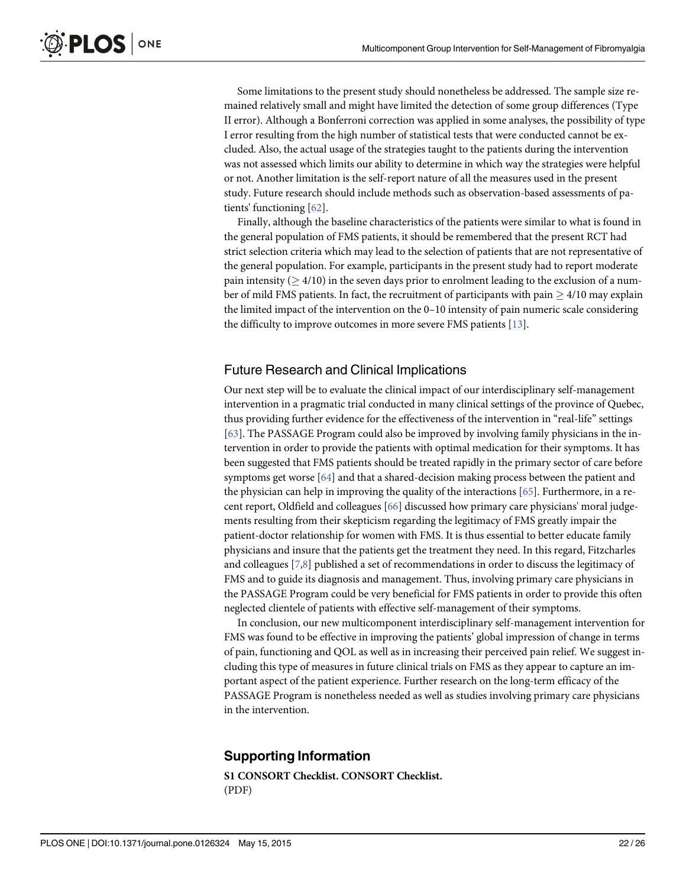Some limitations to the present study should nonetheless be addressed. The sample size remained relatively small and might have limited the detection of some group differences (Type II error). Although a Bonferroni correction was applied in some analyses, the possibility of type I error resulting from the high number of statistical tests that were conducted cannot be excluded. Also, the actual usage of the strategies taught to the patients during the intervention was not assessed which limits our ability to determine in which way the strategies were helpful or not. Another limitation is the self-report nature of all the measures used in the present study. Future research should include methods such as observation-based assessments of patients' functioning [62].

Finally, although the baseline characteristics of the patients were similar to what is found in the general population of FMS patients, it should be remembered that the present RCT had strict selection criteria which may lead to the selection of patients that are not representative of the general population. For example, participants in the present study had to report moderate pain intensity ($\geq 4/10$) in the seven days prior to enrolment leading to the exclusion of a number of mild FMS patients. In fact, the recruitment of participants with pain $\geq 4/10$ may explain the limited impact of the intervention on the 0–10 intensity of pain numeric scale considering the difficulty to improve outcomes in more severe FMS patients [13].

## Future Research and Clinical Implications

Our next step will be to evaluate the clinical impact of our interdisciplinary self-management intervention in a pragmatic trial conducted in many clinical settings of the province of Quebec, thus providing further evidence for the effectiveness of the intervention in "real-life" settings [63]. The PASSAGE Program could also be improved by involving family physicians in the intervention in order to provide the patients with optimal medication for their symptoms. It has been suggested that FMS patients should be treated rapidly in the primary sector of care before symptoms get worse [64] and that a shared-decision making process between the patient and the physician can help in improving the quality of the interactions [65]. Furthermore, in a recent report, Oldfield and colleagues [66] discussed how primary care physicians' moral judgements resulting from their skepticism regarding the legitimacy of FMS greatly impair the patient-doctor relationship for women with FMS. It is thus essential to better educate family physicians and insure that the patients get the treatment they need. In this regard, Fitzcharles and colleagues [7,8] published a set of recommendations in order to discuss the legitimacy of FMS and to guide its diagnosis and management. Thus, involving primary care physicians in the PASSAGE Program could be very beneficial for FMS patients in order to provide this often neglected clientele of patients with effective self-management of their symptoms.

In conclusion, our new multicomponent interdisciplinary self-management intervention for FMS was found to be effective in improving the patients' global impression of change in terms of pain, functioning and QOL as well as in increasing their perceived pain relief. We suggest including this type of measures in future clinical trials on FMS as they appear to capture an important aspect of the patient experience. Further research on the long-term efficacy of the PASSAGE Program is nonetheless needed as well as studies involving primary care physicians in the intervention.

## Supporting Information

**S1 CONSORT Checklist. CONSORT Checklist.**
(PDF)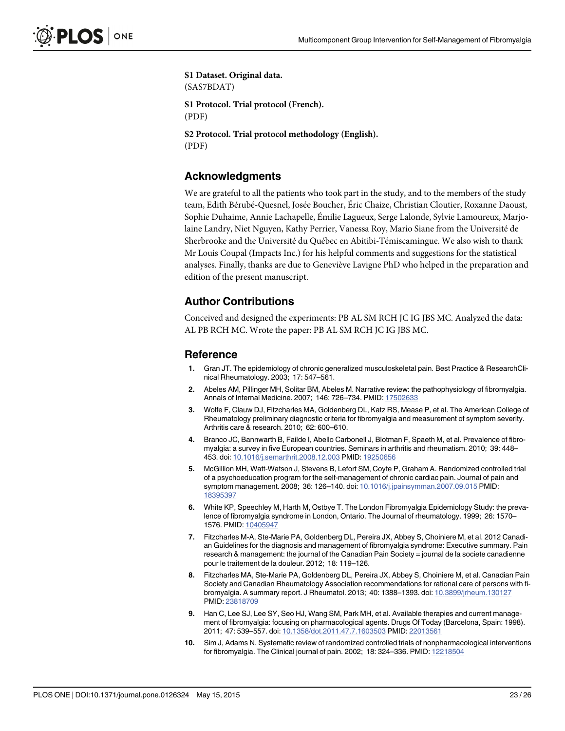**S1 Dataset. Original data.**
(SAS7BDAT)

**S1 Protocol. Trial protocol (French).**
(PDF)

**S2 Protocol. Trial protocol methodology (English).**
(PDF)

## Acknowledgments

We are grateful to all the patients who took part in the study, and to the members of the study team, Edith Bérubé-Quesnel, Josée Boucher, Éric Chaize, Christian Cloutier, Roxanne Daoust, Sophie Duhaime, Annie Lachapelle, Émilie Lagueux, Serge Lalonde, Sylvie Lamoureux, Marjolaine Landry, Niet Nguyen, Kathy Perrier, Vanessa Roy, Mario Siane from the Université de Sherbrooke and the Université du Québec en Abitibi-Témiscamingue. We also wish to thank Mr Louis Coupal (Impacts Inc.) for his helpful comments and suggestions for the statistical analyses. Finally, thanks are due to Geneviève Lavigne PhD who helped in the preparation and edition of the present manuscript.

## Author Contributions

Conceived and designed the experiments: PB AL SM RCH JC IG JBS MC. Analyzed the data: AL PB RCH MC. Wrote the paper: PB AL SM RCH JC IG JBS MC.

## Reference

1. Gran JT. The epidemiology of chronic generalized musculoskeletal pain. Best Practice & ResearchClinical Rheumatology. 2003; 17: 547–561.
2. Abeles AM, Pillinger MH, Solitar BM, Abeles M. Narrative review: the pathophysiology of fibromyalgia. Annals of Internal Medicine. 2007; 146: 726–734. PMID: 17502633
3. Wolfe F, Clauw DJ, Fitzcharles MA, Goldenberg DL, Katz RS, Mease P, et al. The American College of Rheumatology preliminary diagnostic criteria for fibromyalgia and measurement of symptom severity. Arthritis care & research. 2010; 62: 600–610.
4. Branco JC, Bannwarth B, Failde I, Abello Carbonell J, Blotman F, Spaeth M, et al. Prevalence of fibromyalgia: a survey in five European countries. Seminars in arthritis and rheumatism. 2010; 39: 448–453. doi: 10.1016/j.semarthrit.2008.12.003 PMID: 19250656
5. McGillion MH, Watt-Watson J, Stevens B, Lefort SM, Coyte P, Graham A. Randomized controlled trial of a psychoeducation program for the self-management of chronic cardiac pain. Journal of pain and symptom management. 2008; 36: 126–140. doi: 10.1016/j.jpainsymman.2007.09.015 PMID: 18395397
6. White KP, Speechley M, Harth M, Ostbye T. The London Fibromyalgia Epidemiology Study: the prevalence of fibromyalgia syndrome in London, Ontario. The Journal of rheumatology. 1999; 26: 1570–1576. PMID: 10405947
7. Fitzcharles M-A, Ste-Marie PA, Goldenberg DL, Pereira JX, Abbey S, Choiniere M, et al. 2012 Canadian Guidelines for the diagnosis and management of fibromyalgia syndrome: Executive summary. Pain research & management: the journal of the Canadian Pain Society = journal de la societe canadienne pour le traitement de la douleur. 2012; 18: 119–126.
8. Fitzcharles MA, Ste-Marie PA, Goldenberg DL, Pereira JX, Abbey S, Choiniere M, et al. Canadian Pain Society and Canadian Rheumatology Association recommendations for rational care of persons with fibromyalgia. A summary report. J Rheumatol. 2013; 40: 1388–1393. doi: 10.3899/jrheum.130127 PMID: 23818709
9. Han C, Lee SJ, Lee SY, Seo HJ, Wang SM, Park MH, et al. Available therapies and current management of fibromyalgia: focusing on pharmacological agents. Drugs Of Today (Barcelona, Spain: 1998). 2011; 47: 539–557. doi: 10.1358/dot.2011.47.7.1603503 PMID: 22013561
10. Sim J, Adams N. Systematic review of randomized controlled trials of nonpharmacological interventions for fibromyalgia. The Clinical journal of pain. 2002; 18: 324–336. PMID: 12218504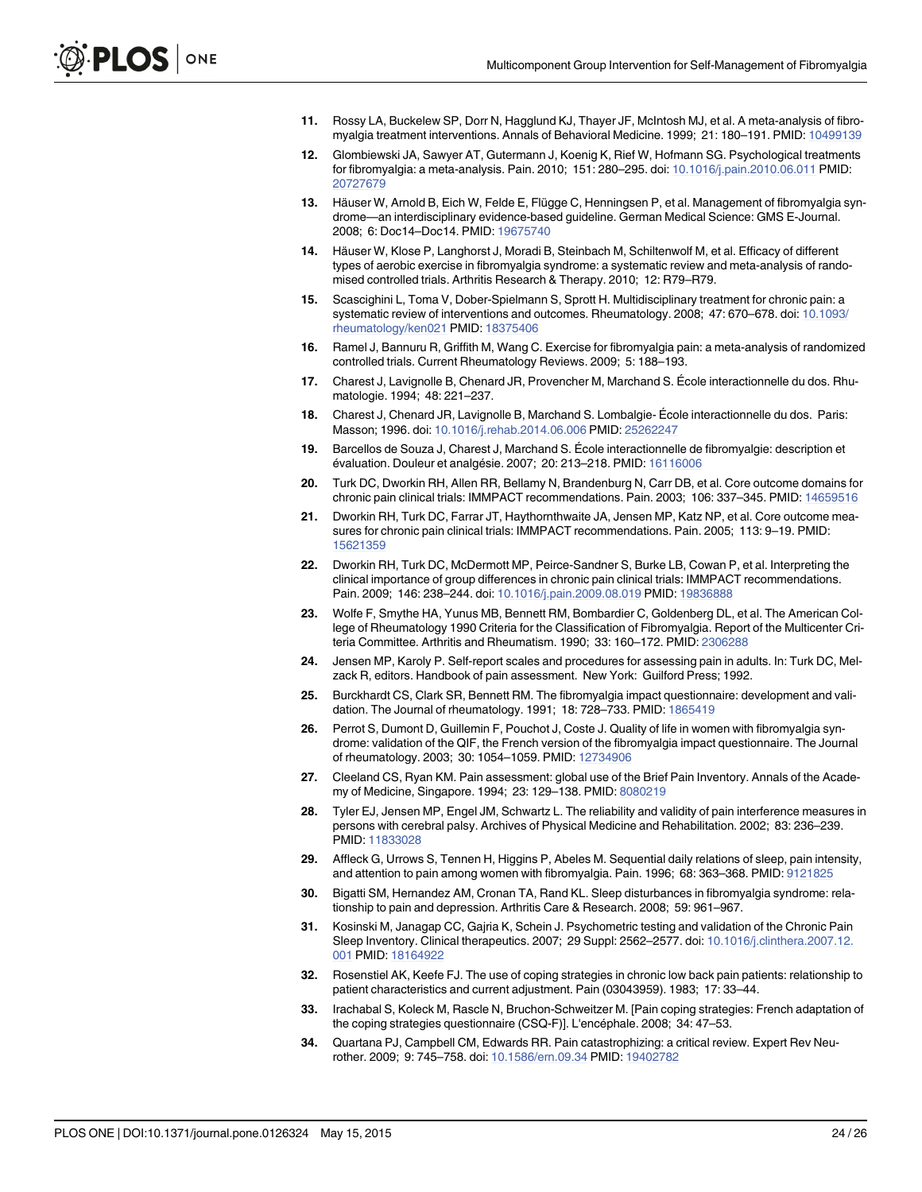11. Rossy LA, Buckelew SP, Dorr N, Hagglund KJ, Thayer JF, McIntosh MJ, et al. A meta-analysis of fibromyalgia treatment interventions. Annals of Behavioral Medicine. 1999; 21: 180–191. PMID: 10499139
12. Glombiewski JA, Sawyer AT, Gutermann J, Koenig K, Rief W, Hofmann SG. Psychological treatments for fibromyalgia: a meta-analysis. Pain. 2010; 151: 280–295. doi: 10.1016/j.pain.2010.06.011 PMID: 20727679
13. Häuser W, Arnold B, Eich W, Felde E, Flügge C, Henningsen P, et al. Management of fibromyalgia syndrome—an interdisciplinary evidence-based guideline. German Medical Science: GMS E-Journal. 2008; 6: Doc14–Doc14. PMID: 19675740
14. Häuser W, Klose P, Langhorst J, Moradi B, Steinbach M, Schiltenwolf M, et al. Efficacy of different types of aerobic exercise in fibromyalgia syndrome: a systematic review and meta-analysis of randomised controlled trials. Arthritis Research & Therapy. 2010; 12: R79–R79.
15. Scascighini L, Toma V, Dober-Spielmann S, Sprott H. Multidisciplinary treatment for chronic pain: a systematic review of interventions and outcomes. Rheumatology. 2008; 47: 670–678. doi: 10.1093/rheumatology/ken021 PMID: 18375406
16. Ramel J, Bannuru R, Griffith M, Wang C. Exercise for fibromyalgia pain: a meta-analysis of randomized controlled trials. Current Rheumatology Reviews. 2009; 5: 188–193.
17. Charest J, Lavignolle B, Chenard JR, Provencher M, Marchand S. École interactionnelle du dos. Rhumatologie. 1994; 48: 221–237.
18. Charest J, Chenard JR, Lavignolle B, Marchand S. Lombalgie- École interactionnelle du dos. Paris: Masson; 1996. doi: 10.1016/j.rehab.2014.06.006 PMID: 25262247
19. Barcellos de Souza J, Charest J, Marchand S. École interactionnelle de fibromyalgie: description et évaluation. Douleur et analgésie. 2007; 20: 213–218. PMID: 16116006
20. Turk DC, Dworkin RH, Allen RR, Bellamy N, Brandenburg N, Carr DB, et al. Core outcome domains for chronic pain clinical trials: IMMPACT recommendations. Pain. 2003; 106: 337–345. PMID: 14659516
21. Dworkin RH, Turk DC, Farrar JT, Haythornthwaite JA, Jensen MP, Katz NP, et al. Core outcome measures for chronic pain clinical trials: IMMPACT recommendations. Pain. 2005; 113: 9–19. PMID: 15621359
22. Dworkin RH, Turk DC, McDermott MP, Peirce-Sandner S, Burke LB, Cowan P, et al. Interpreting the clinical importance of group differences in chronic pain clinical trials: IMMPACT recommendations. Pain. 2009; 146: 238–244. doi: 10.1016/j.pain.2009.08.019 PMID: 19836888
23. Wolfe F, Smythe HA, Yunus MB, Bennett RM, Bombardier C, Goldenberg DL, et al. The American College of Rheumatology 1990 Criteria for the Classification of Fibromyalgia. Report of the Multicenter Criteria Committee. Arthritis and Rheumatism. 1990; 33: 160–172. PMID: 2306288
24. Jensen MP, Karoly P. Self-report scales and procedures for assessing pain in adults. In: Turk DC, Melzack R, editors. Handbook of pain assessment. New York: Guilford Press; 1992.
25. Burckhardt CS, Clark SR, Bennett RM. The fibromyalgia impact questionnaire: development and validation. The Journal of rheumatology. 1991; 18: 728–733. PMID: 1865419
26. Perrot S, Dumont D, Guillemin F, Pouchot J, Coste J. Quality of life in women with fibromyalgia syndrome: validation of the QIF, the French version of the fibromyalgia impact questionnaire. The Journal of rheumatology. 2003; 30: 1054–1059. PMID: 12734906
27. Cleeland CS, Ryan KM. Pain assessment: global use of the Brief Pain Inventory. Annals of the Academy of Medicine, Singapore. 1994; 23: 129–138. PMID: 8080219
28. Tyler EJ, Jensen MP, Engel JM, Schwartz L. The reliability and validity of pain interference measures in persons with cerebral palsy. Archives of Physical Medicine and Rehabilitation. 2002; 83: 236–239. PMID: 11833028
29. Affleck G, Urrows S, Tennen H, Higgins P, Abeles M. Sequential daily relations of sleep, pain intensity, and attention to pain among women with fibromyalgia. Pain. 1996; 68: 363–368. PMID: 9121825
30. Bigatti SM, Hernandez AM, Cronan TA, Rand KL. Sleep disturbances in fibromyalgia syndrome: relationship to pain and depression. Arthritis Care & Research. 2008; 59: 961–967.
31. Kosinski M, Janagap CC, Gajria K, Schein J. Psychometric testing and validation of the Chronic Pain Sleep Inventory. Clinical therapeutics. 2007; 29 Suppl: 2562–2577. doi: 10.1016/j.clinthera.2007.12.001 PMID: 18164922
32. Rosenstiel AK, Keefe FJ. The use of coping strategies in chronic low back pain patients: relationship to patient characteristics and current adjustment. Pain (03043959). 1983; 17: 33–44.
33. Irachabal S, Koleck M, Rascle N, Bruchon-Schweitzer M. [Pain coping strategies: French adaptation of the coping strategies questionnaire (CSQ-F)]. L'encéphale. 2008; 34: 47–53.
34. Quartana PJ, Campbell CM, Edwards RR. Pain catastrophizing: a critical review. Expert Rev Neurother. 2009; 9: 745–758. doi: 10.1586/ern.09.34 PMID: 19402782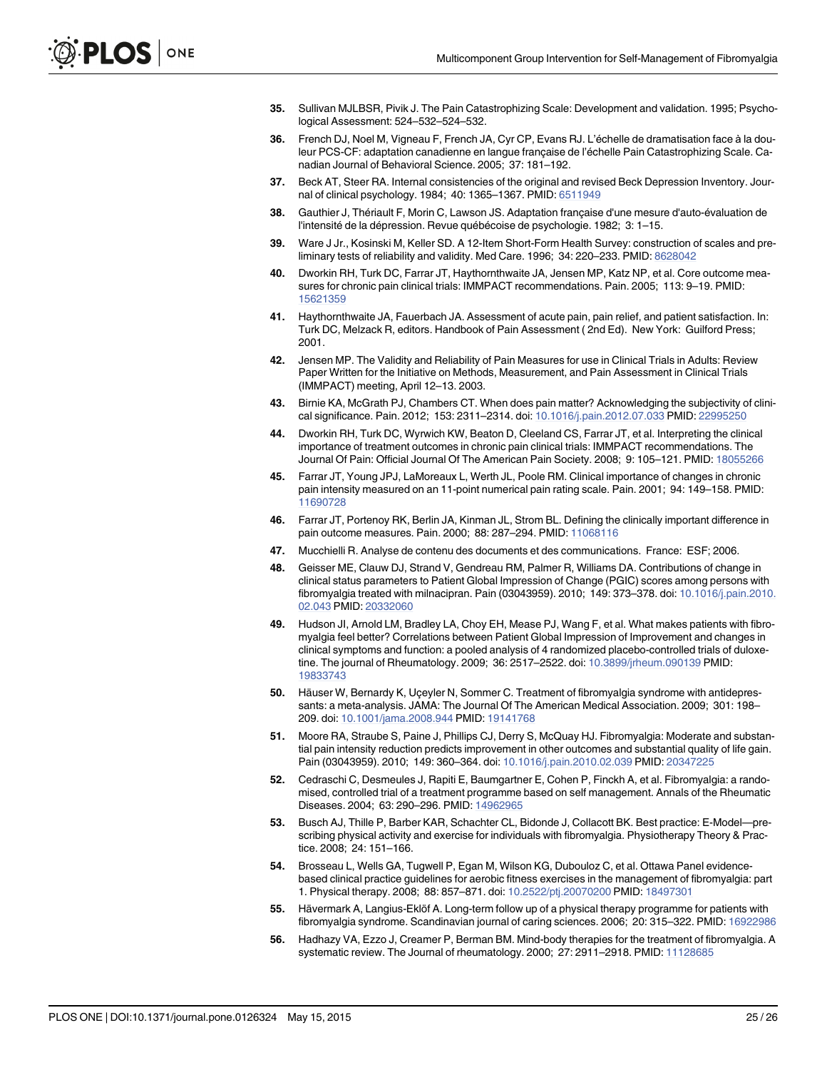35. Sullivan MJLBSR, Pivik J. The Pain Catastrophizing Scale: Development and validation. 1995; Psychological Assessment: 524–532–524–532.
36. French DJ, Noel M, Vigneau F, French JA, Cyr CP, Evans RJ. L'échelle de dramatisation face à la douleur PCS-CF: adaptation canadienne en langue française de l'échelle Pain Catastrophizing Scale. Canadian Journal of Behavioral Science. 2005; 37: 181–192.
37. Beck AT, Steer RA. Internal consistencies of the original and revised Beck Depression Inventory. Journal of clinical psychology. 1984; 40: 1365–1367. PMID: 6511949
38. Gauthier J, Thériault F, Morin C, Lawson JS. Adaptation française d'une mesure d'auto-évaluation de l'intensité de la dépression. Revue québécoise de psychologie. 1982; 3: 1–15.
39. Ware J Jr., Kosinski M, Keller SD. A 12-Item Short-Form Health Survey: construction of scales and preliminary tests of reliability and validity. Med Care. 1996; 34: 220–233. PMID: 8628042
40. Dworkin RH, Turk DC, Farrar JT, Haythornthwaite JA, Jensen MP, Katz NP, et al. Core outcome measures for chronic pain clinical trials: IMMPACT recommendations. Pain. 2005; 113: 9–19. PMID: 15621359
41. Haythornthwaite JA, Fauerbach JA. Assessment of acute pain, pain relief, and patient satisfaction. In: Turk DC, Melzack R, editors. Handbook of Pain Assessment ( 2nd Ed). New York: Guilford Press; 2001.
42. Jensen MP. The Validity and Reliability of Pain Measures for use in Clinical Trials in Adults: Review Paper Written for the Initiative on Methods, Measurement, and Pain Assessment in Clinical Trials (IMMPACT) meeting, April 12–13. 2003.
43. Birnie KA, McGrath PJ, Chambers CT. When does pain matter? Acknowledging the subjectivity of clinical significance. Pain. 2012; 153: 2311–2314. doi: 10.1016/j.pain.2012.07.033 PMID: 22995250
44. Dworkin RH, Turk DC, Wyrwich KW, Beaton D, Cleeland CS, Farrar JT, et al. Interpreting the clinical importance of treatment outcomes in chronic pain clinical trials: IMMPACT recommendations. The Journal Of Pain: Official Journal Of The American Pain Society. 2008; 9: 105–121. PMID: 18055266
45. Farrar JT, Young JPJ, LaMoreaux L, Werth JL, Poole RM. Clinical importance of changes in chronic pain intensity measured on an 11-point numerical pain rating scale. Pain. 2001; 94: 149–158. PMID: 11690728
46. Farrar JT, Portenoy RK, Berlin JA, Kinman JL, Strom BL. Defining the clinically important difference in pain outcome measures. Pain. 2000; 88: 287–294. PMID: 11068116
47. Mucchielli R. Analyse de contenu des documents et des communications. France: ESF; 2006.
48. Geisser ME, Clauw DJ, Strand V, Gendreau RM, Palmer R, Williams DA. Contributions of change in clinical status parameters to Patient Global Impression of Change (PGIC) scores among persons with fibromyalgia treated with milnacipran. Pain (03043959). 2010; 149: 373–378. doi: 10.1016/j.pain.2010.02.043 PMID: 20332060
49. Hudson JI, Arnold LM, Bradley LA, Choy EH, Mease PJ, Wang F, et al. What makes patients with fibromyalgia feel better? Correlations between Patient Global Impression of Improvement and changes in clinical symptoms and function: a pooled analysis of 4 randomized placebo-controlled trials of duloxetine. The journal of Rheumatology. 2009; 36: 2517–2522. doi: 10.3899/jrheum.090139 PMID: 19833743
50. Häuser W, Bernardy K, Uçeyler N, Sommer C. Treatment of fibromyalgia syndrome with antidepressants: a meta-analysis. JAMA: The Journal Of The American Medical Association. 2009; 301: 198–209. doi: 10.1001/jama.2008.944 PMID: 19141768
51. Moore RA, Straube S, Paine J, Phillips CJ, Derry S, McQuay HJ. Fibromyalgia: Moderate and substantial pain intensity reduction predicts improvement in other outcomes and substantial quality of life gain. Pain (03043959). 2010; 149: 360–364. doi: 10.1016/j.pain.2010.02.039 PMID: 20347225
52. Cedraschi C, Desmeules J, Rapiti E, Baumgartner E, Cohen P, Finckh A, et al. Fibromyalgia: a randomised, controlled trial of a treatment programme based on self management. Annals of the Rheumatic Diseases. 2004; 63: 290–296. PMID: 14962965
53. Busch AJ, Thille P, Barber KAR, Schachter CL, Bidonde J, Collacott BK. Best practice: E-Model—prescribing physical activity and exercise for individuals with fibromyalgia. Physiotherapy Theory & Practice. 2008; 24: 151–166.
54. Brosseau L, Wells GA, Tugwell P, Egan M, Wilson KG, Dubouloz C, et al. Ottawa Panel evidence-based clinical practice guidelines for aerobic fitness exercises in the management of fibromyalgia: part 1. Physical therapy. 2008; 88: 857–871. doi: 10.2522/ptj.20070200 PMID: 18497301
55. Hävermark A, Langius-Eklöf A. Long-term follow up of a physical therapy programme for patients with fibromyalgia syndrome. Scandinavian journal of caring sciences. 2006; 20: 315–322. PMID: 16922986
56. Hadhazy VA, Ezzo J, Creamer P, Berman BM. Mind-body therapies for the treatment of fibromyalgia. A systematic review. The Journal of rheumatology. 2000; 27: 2911–2918. PMID: 11128685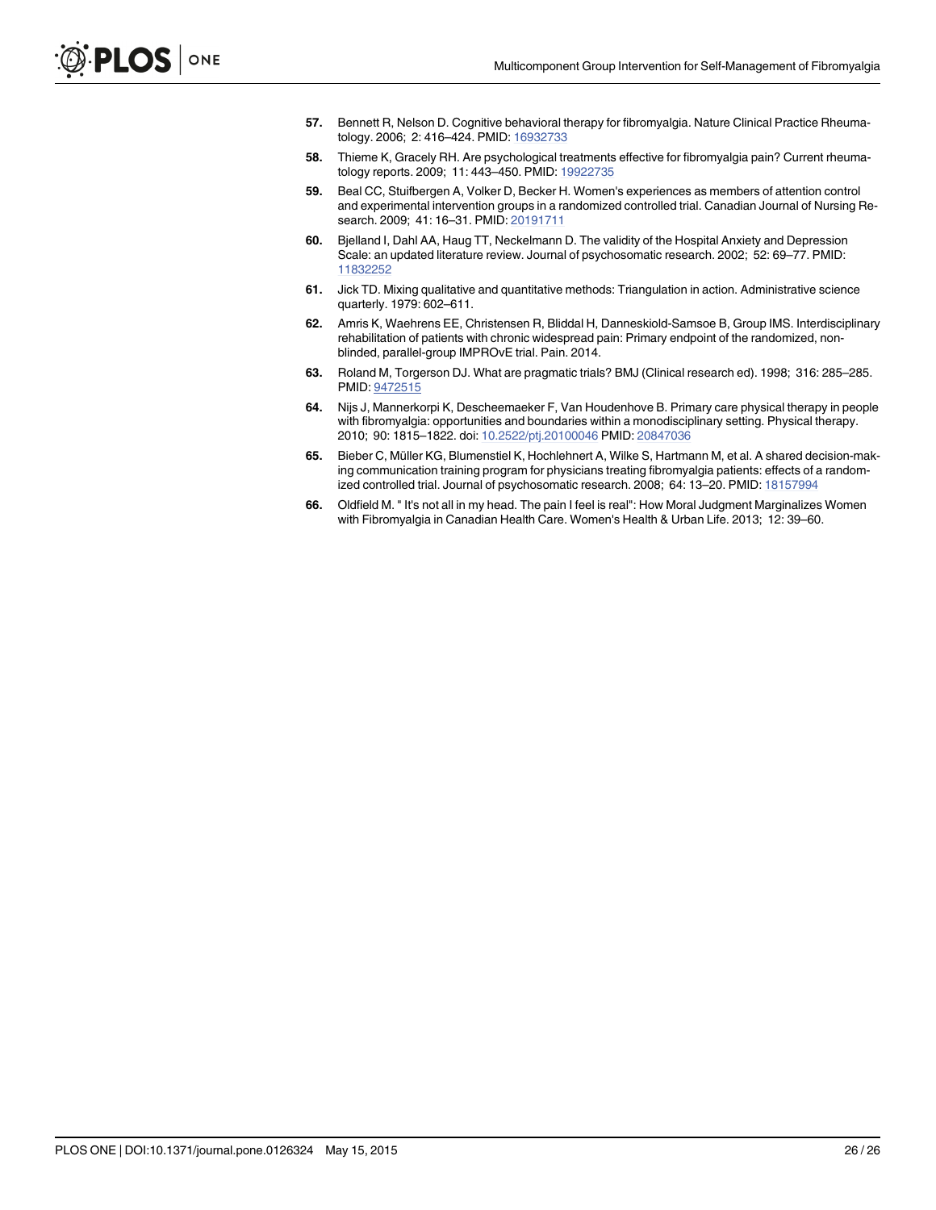57. Bennett R, Nelson D. Cognitive behavioral therapy for fibromyalgia. Nature Clinical Practice Rheumatology. 2006; 2: 416–424. PMID: 16932733

58. Thieme K, Gracely RH. Are psychological treatments effective for fibromyalgia pain? Current rheumatology reports. 2009; 11: 443–450. PMID: 19922735

59. Beal CC, Stuifbergen A, Volker D, Becker H. Women's experiences as members of attention control and experimental intervention groups in a randomized controlled trial. Canadian Journal of Nursing Research. 2009; 41: 16–31. PMID: 20191711

60. Bjelland I, Dahl AA, Haug TT, Neckelmann D. The validity of the Hospital Anxiety and Depression Scale: an updated literature review. Journal of psychosomatic research. 2002; 52: 69–77. PMID: 11832252

61. Jick TD. Mixing qualitative and quantitative methods: Triangulation in action. Administrative science quarterly. 1979: 602–611.

62. Amris K, Waehrens EE, Christensen R, Bliddal H, Danneskiold-Samsoe B, Group IMS. Interdisciplinary rehabilitation of patients with chronic widespread pain: Primary endpoint of the randomized, non-blinded, parallel-group IMPROvE trial. Pain. 2014.

63. Roland M, Torgerson DJ. What are pragmatic trials? BMJ (Clinical research ed). 1998; 316: 285–285. PMID: 9472515

64. Nijs J, Mannerkorpi K, Descheemaeker F, Van Houdenhove B. Primary care physical therapy in people with fibromyalgia: opportunities and boundaries within a monodisciplinary setting. Physical therapy. 2010; 90: 1815–1822. doi: 10.2522/ptj.20100046 PMID: 20847036

65. Bieber C, Müller KG, Blumenstiel K, Hochlehnert A, Wilke S, Hartmann M, et al. A shared decision-making communication training program for physicians treating fibromyalgia patients: effects of a randomized controlled trial. Journal of psychosomatic research. 2008; 64: 13–20. PMID: 18157994

66. Oldfield M. " It's not all in my head. The pain I feel is real": How Moral Judgment Marginalizes Women with Fibromyalgia in Canadian Health Care. Women's Health & Urban Life. 2013; 12: 39–60.